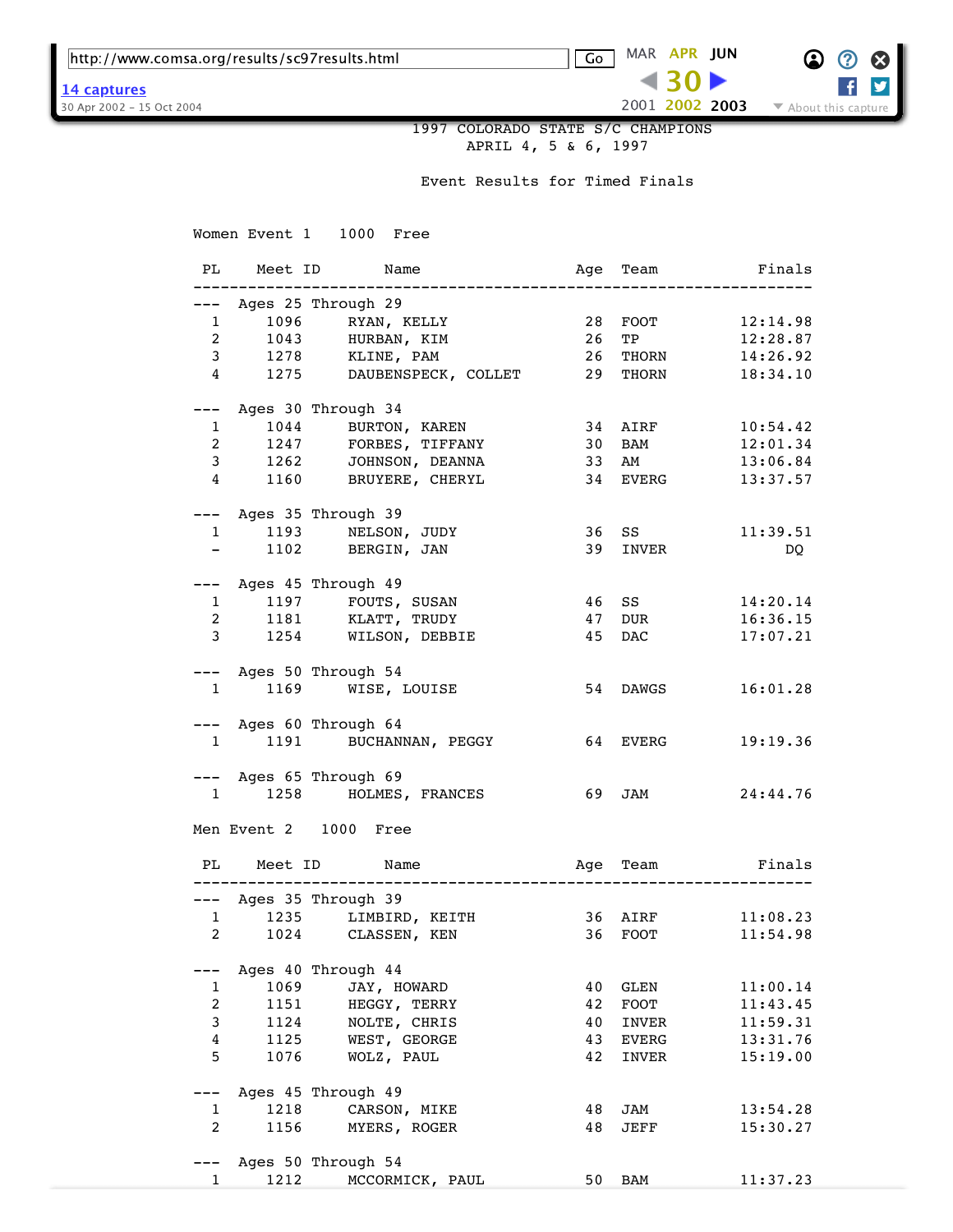1997 COLORADO STATE S/C CHAMPIONS
APRIL 4, 5 & 6, 1997

Event Results for Timed Finals

Women Event 1   1000  Free

| PL | Meet ID | Name | Age | Team | Finals |
|---|---|---|---|---|---|
| --- | Ages 25 Through 29 | | | | |
| 1 | 1096 | RYAN, KELLY | 28 | FOOT | 12:14.98 |
| 2 | 1043 | HURBAN, KIM | 26 | TP | 12:28.87 |
| 3 | 1278 | KLINE, PAM | 26 | THORN | 14:26.92 |
| 4 | 1275 | DAUBENSPECK, COLLET | 29 | THORN | 18:34.10 |
| --- | Ages 30 Through 34 | | | | |
| 1 | 1044 | BURTON, KAREN | 34 | AIRF | 10:54.42 |
| 2 | 1247 | FORBES, TIFFANY | 30 | BAM | 12:01.34 |
| 3 | 1262 | JOHNSON, DEANNA | 33 | AM | 13:06.84 |
| 4 | 1160 | BRUYERE, CHERYL | 34 | EVERG | 13:37.57 |
| --- | Ages 35 Through 39 | | | | |
| 1 | 1193 | NELSON, JUDY | 36 | SS | 11:39.51 |
| - | 1102 | BERGIN, JAN | 39 | INVER | DQ |
| --- | Ages 45 Through 49 | | | | |
| 1 | 1197 | FOUTS, SUSAN | 46 | SS | 14:20.14 |
| 2 | 1181 | KLATT, TRUDY | 47 | DUR | 16:36.15 |
| 3 | 1254 | WILSON, DEBBIE | 45 | DAC | 17:07.21 |
| --- | Ages 50 Through 54 | | | | |
| 1 | 1169 | WISE, LOUISE | 54 | DAWGS | 16:01.28 |
| --- | Ages 60 Through 64 | | | | |
| 1 | 1191 | BUCHANNAN, PEGGY | 64 | EVERG | 19:19.36 |
| --- | Ages 65 Through 69 | | | | |
| 1 | 1258 | HOLMES, FRANCES | 69 | JAM | 24:44.76 |

Men Event 2   1000  Free

| PL | Meet ID | Name | Age | Team | Finals |
|---|---|---|---|---|---|
| --- | Ages 35 Through 39 | | | | |
| 1 | 1235 | LIMBIRD, KEITH | 36 | AIRF | 11:08.23 |
| 2 | 1024 | CLASSEN, KEN | 36 | FOOT | 11:54.98 |
| --- | Ages 40 Through 44 | | | | |
| 1 | 1069 | JAY, HOWARD | 40 | GLEN | 11:00.14 |
| 2 | 1151 | HEGGY, TERRY | 42 | FOOT | 11:43.45 |
| 3 | 1124 | NOLTE, CHRIS | 40 | INVER | 11:59.31 |
| 4 | 1125 | WEST, GEORGE | 43 | EVERG | 13:31.76 |
| 5 | 1076 | WOLZ, PAUL | 42 | INVER | 15:19.00 |
| --- | Ages 45 Through 49 | | | | |
| 1 | 1218 | CARSON, MIKE | 48 | JAM | 13:54.28 |
| 2 | 1156 | MYERS, ROGER | 48 | JEFF | 15:30.27 |
| --- | Ages 50 Through 54 | | | | |
| 1 | 1212 | MCCORMICK, PAUL | 50 | BAM | 11:37.23 |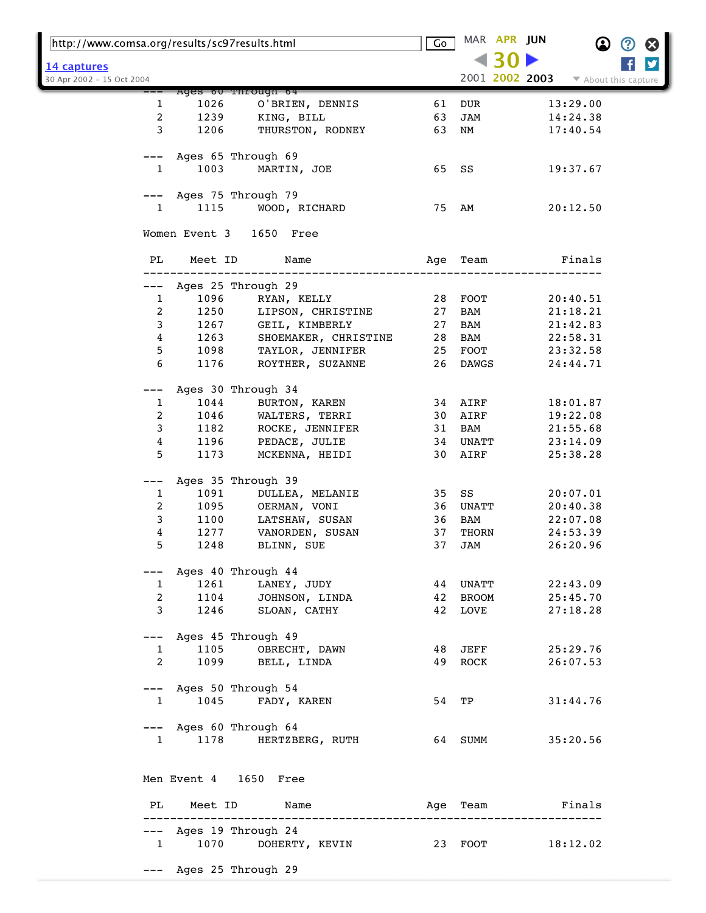| PL | Meet ID | Name | Age | Team | Finals |
|---|---|---|---|---|---|
| --- | Ages 60 Through 64 | | | | |
| 1 | 1026 | O'BRIEN, DENNIS | 61 | DUR | 13:29.00 |
| 2 | 1239 | KING, BILL | 63 | JAM | 14:24.38 |
| 3 | 1206 | THURSTON, RODNEY | 63 | NM | 17:40.54 |
| --- | Ages 65 Through 69 | | | | |
| 1 | 1003 | MARTIN, JOE | 65 | SS | 19:37.67 |
| --- | Ages 75 Through 79 | | | | |
| 1 | 1115 | WOOD, RICHARD | 75 | AM | 20:12.50 |

Women Event 3 1650 Free

| PL | Meet ID | Name | Age | Team | Finals |
|---|---|---|---|---|---|
| --- | Ages 25 Through 29 | | | | |
| 1 | 1096 | RYAN, KELLY | 28 | FOOT | 20:40.51 |
| 2 | 1250 | LIPSON, CHRISTINE | 27 | BAM | 21:18.21 |
| 3 | 1267 | GEIL, KIMBERLY | 27 | BAM | 21:42.83 |
| 4 | 1263 | SHOEMAKER, CHRISTINE | 28 | BAM | 22:58.31 |
| 5 | 1098 | TAYLOR, JENNIFER | 25 | FOOT | 23:32.58 |
| 6 | 1176 | ROYTHER, SUZANNE | 26 | DAWGS | 24:44.71 |
| --- | Ages 30 Through 34 | | | | |
| 1 | 1044 | BURTON, KAREN | 34 | AIRF | 18:01.87 |
| 2 | 1046 | WALTERS, TERRI | 30 | AIRF | 19:22.08 |
| 3 | 1182 | ROCKE, JENNIFER | 31 | BAM | 21:55.68 |
| 4 | 1196 | PEDACE, JULIE | 34 | UNATT | 23:14.09 |
| 5 | 1173 | MCKENNA, HEIDI | 30 | AIRF | 25:38.28 |
| --- | Ages 35 Through 39 | | | | |
| 1 | 1091 | DULLEA, MELANIE | 35 | SS | 20:07.01 |
| 2 | 1095 | OERMAN, VONI | 36 | UNATT | 20:40.38 |
| 3 | 1100 | LATSHAW, SUSAN | 36 | BAM | 22:07.08 |
| 4 | 1277 | VANORDEN, SUSAN | 37 | THORN | 24:53.39 |
| 5 | 1248 | BLINN, SUE | 37 | JAM | 26:20.96 |
| --- | Ages 40 Through 44 | | | | |
| 1 | 1261 | LANEY, JUDY | 44 | UNATT | 22:43.09 |
| 2 | 1104 | JOHNSON, LINDA | 42 | BROOM | 25:45.70 |
| 3 | 1246 | SLOAN, CATHY | 42 | LOVE | 27:18.28 |
| --- | Ages 45 Through 49 | | | | |
| 1 | 1105 | OBRECHT, DAWN | 48 | JEFF | 25:29.76 |
| 2 | 1099 | BELL, LINDA | 49 | ROCK | 26:07.53 |
| --- | Ages 50 Through 54 | | | | |
| 1 | 1045 | FADY, KAREN | 54 | TP | 31:44.76 |
| --- | Ages 60 Through 64 | | | | |
| 1 | 1178 | HERTZBERG, RUTH | 64 | SUMM | 35:20.56 |

Men Event 4 1650 Free

| PL | Meet ID | Name | Age | Team | Finals |
|---|---|---|---|---|---|
| --- | Ages 19 Through 24 | | | | |
| 1 | 1070 | DOHERTY, KEVIN | 23 | FOOT | 18:12.02 |
| --- | Ages 25 Through 29 | | | | |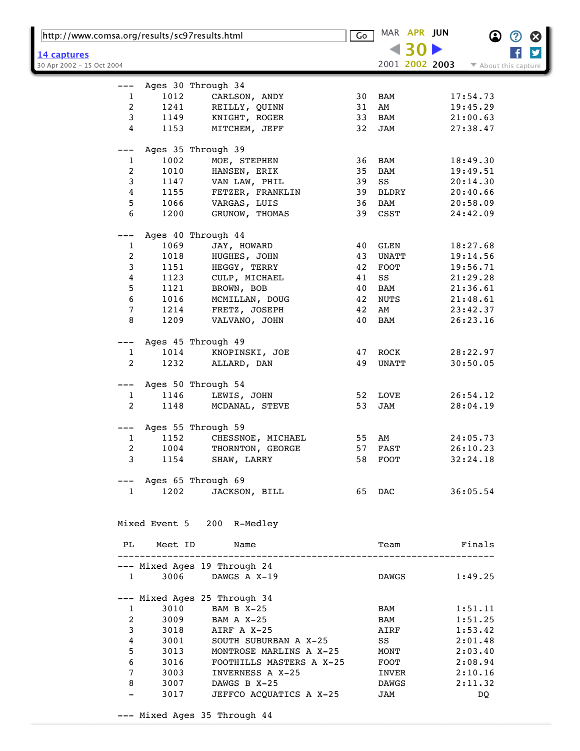--- Ages 30 Through 34

| PL | Meet ID | Name | Age | Team | Finals |
|---|---|---|---|---|---|
| 1 | 1012 | CARLSON, ANDY | 30 | BAM | 17:54.73 |
| 2 | 1241 | REILLY, QUINN | 31 | AM | 19:45.29 |
| 3 | 1149 | KNIGHT, ROGER | 33 | BAM | 21:00.63 |
| 4 | 1153 | MITCHEM, JEFF | 32 | JAM | 27:38.47 |

--- Ages 35 Through 39

| PL | Meet ID | Name | Age | Team | Finals |
|---|---|---|---|---|---|
| 1 | 1002 | MOE, STEPHEN | 36 | BAM | 18:49.30 |
| 2 | 1010 | HANSEN, ERIK | 35 | BAM | 19:49.51 |
| 3 | 1147 | VAN LAW, PHIL | 39 | SS | 20:14.30 |
| 4 | 1155 | FETZER, FRANKLIN | 39 | BLDRY | 20:40.66 |
| 5 | 1066 | VARGAS, LUIS | 36 | BAM | 20:58.09 |
| 6 | 1200 | GRUNOW, THOMAS | 39 | CSST | 24:42.09 |

--- Ages 40 Through 44

| PL | Meet ID | Name | Age | Team | Finals |
|---|---|---|---|---|---|
| 1 | 1069 | JAY, HOWARD | 40 | GLEN | 18:27.68 |
| 2 | 1018 | HUGHES, JOHN | 43 | UNATT | 19:14.56 |
| 3 | 1151 | HEGGY, TERRY | 42 | FOOT | 19:56.71 |
| 4 | 1123 | CULP, MICHAEL | 41 | SS | 21:29.28 |
| 5 | 1121 | BROWN, BOB | 40 | BAM | 21:36.61 |
| 6 | 1016 | MCMILLAN, DOUG | 42 | NUTS | 21:48.61 |
| 7 | 1214 | FRETZ, JOSEPH | 42 | AM | 23:42.37 |
| 8 | 1209 | VALVANO, JOHN | 40 | BAM | 26:23.16 |

--- Ages 45 Through 49

| PL | Meet ID | Name | Age | Team | Finals |
|---|---|---|---|---|---|
| 1 | 1014 | KNOPINSKI, JOE | 47 | ROCK | 28:22.97 |
| 2 | 1232 | ALLARD, DAN | 49 | UNATT | 30:50.05 |

--- Ages 50 Through 54

| PL | Meet ID | Name | Age | Team | Finals |
|---|---|---|---|---|---|
| 1 | 1146 | LEWIS, JOHN | 52 | LOVE | 26:54.12 |
| 2 | 1148 | MCDANAL, STEVE | 53 | JAM | 28:04.19 |

--- Ages 55 Through 59

| PL | Meet ID | Name | Age | Team | Finals |
|---|---|---|---|---|---|
| 1 | 1152 | CHESSNOE, MICHAEL | 55 | AM | 24:05.73 |
| 2 | 1004 | THORNTON, GEORGE | 57 | FAST | 26:10.23 |
| 3 | 1154 | SHAW, LARRY | 58 | FOOT | 32:24.18 |

--- Ages 65 Through 69

| PL | Meet ID | Name | Age | Team | Finals |
|---|---|---|---|---|---|
| 1 | 1202 | JACKSON, BILL | 65 | DAC | 36:05.54 |

Mixed Event 5   200   R-Medley

--- Mixed Ages 19 Through 24

| PL | Meet ID | Name | Team | Finals |
|---|---|---|---|---|
| 1 | 3006 | DAWGS A X-19 | DAWGS | 1:49.25 |

--- Mixed Ages 25 Through 34

| PL | Meet ID | Name | Team | Finals |
|---|---|---|---|---|
| 1 | 3010 | BAM B X-25 | BAM | 1:51.11 |
| 2 | 3009 | BAM A X-25 | BAM | 1:51.25 |
| 3 | 3018 | AIRF A X-25 | AIRF | 1:53.42 |
| 4 | 3001 | SOUTH SUBURBAN A X-25 | SS | 2:01.48 |
| 5 | 3013 | MONTROSE MARLINS A X-25 | MONT | 2:03.40 |
| 6 | 3016 | FOOTHILLS MASTERS A X-25 | FOOT | 2:08.94 |
| 7 | 3003 | INVERNESS A X-25 | INVER | 2:10.16 |
| 8 | 3007 | DAWGS B X-25 | DAWGS | 2:11.32 |
| - | 3017 | JEFFCO ACQUATICS A X-25 | JAM | DQ |

--- Mixed Ages 35 Through 44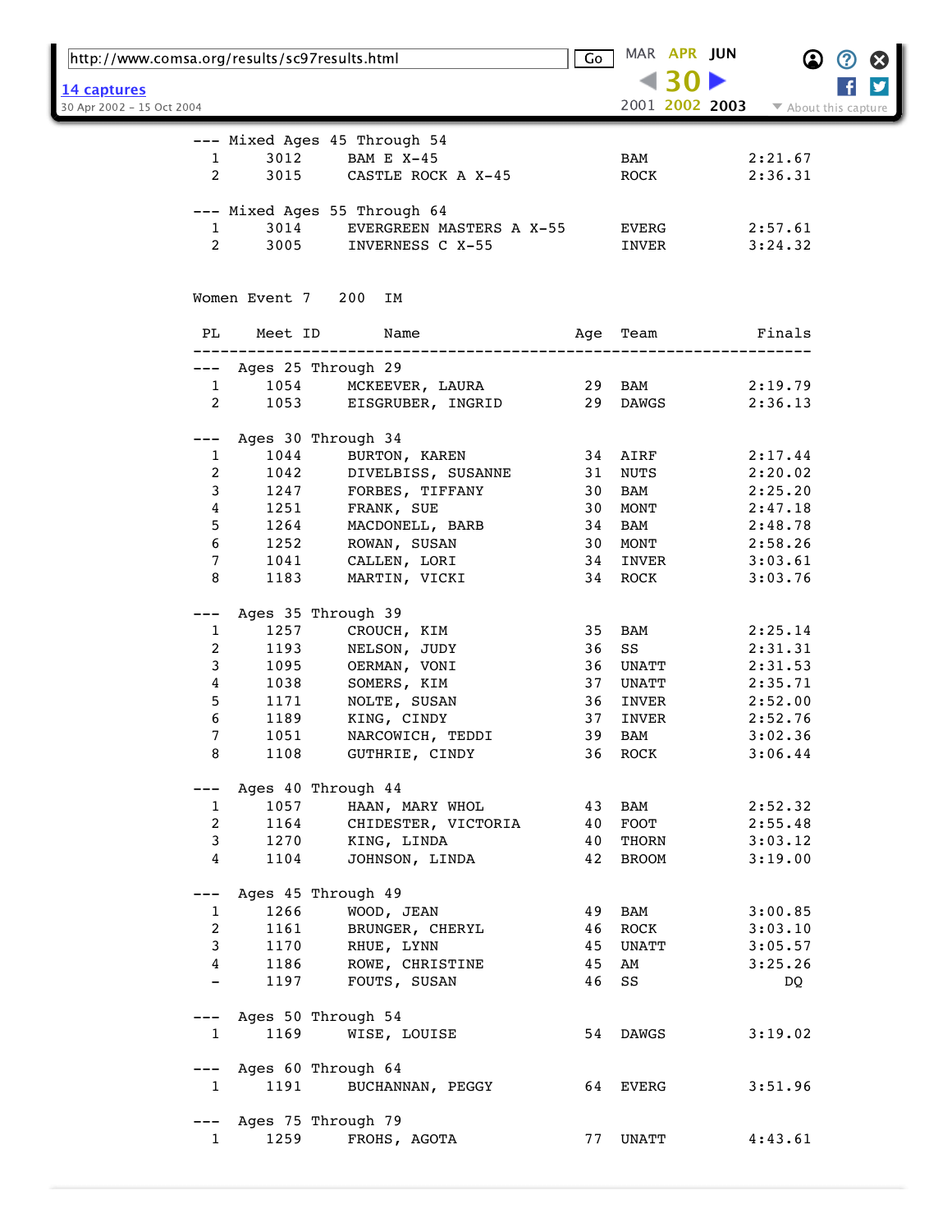--- Mixed Ages 45 Through 54

| PL | Meet ID | Name | Team | Finals |
|---|---|---|---|---|
| 1 | 3012 | BAM E X-45 | BAM | 2:21.67 |
| 2 | 3015 | CASTLE ROCK A X-45 | ROCK | 2:36.31 |

--- Mixed Ages 55 Through 64

| PL | Meet ID | Name | Team | Finals |
|---|---|---|---|---|
| 1 | 3014 | EVERGREEN MASTERS A X-55 | EVERG | 2:57.61 |
| 2 | 3005 | INVERNESS C X-55 | INVER | 3:24.32 |

## Women Event 7 200 IM

| PL | Meet ID | Name | Age | Team | Finals |
|---|---|---|---|---|---|
| --- Ages 25 Through 29 | | | | | |
| 1 | 1054 | MCKEEVER, LAURA | 29 | BAM | 2:19.79 |
| 2 | 1053 | EISGRUBER, INGRID | 29 | DAWGS | 2:36.13 |
| --- Ages 30 Through 34 | | | | | |
| 1 | 1044 | BURTON, KAREN | 34 | AIRF | 2:17.44 |
| 2 | 1042 | DIVELBISS, SUSANNE | 31 | NUTS | 2:20.02 |
| 3 | 1247 | FORBES, TIFFANY | 30 | BAM | 2:25.20 |
| 4 | 1251 | FRANK, SUE | 30 | MONT | 2:47.18 |
| 5 | 1264 | MACDONELL, BARB | 34 | BAM | 2:48.78 |
| 6 | 1252 | ROWAN, SUSAN | 30 | MONT | 2:58.26 |
| 7 | 1041 | CALLEN, LORI | 34 | INVER | 3:03.61 |
| 8 | 1183 | MARTIN, VICKI | 34 | ROCK | 3:03.76 |
| --- Ages 35 Through 39 | | | | | |
| 1 | 1257 | CROUCH, KIM | 35 | BAM | 2:25.14 |
| 2 | 1193 | NELSON, JUDY | 36 | SS | 2:31.31 |
| 3 | 1095 | OERMAN, VONI | 36 | UNATT | 2:31.53 |
| 4 | 1038 | SOMERS, KIM | 37 | UNATT | 2:35.71 |
| 5 | 1171 | NOLTE, SUSAN | 36 | INVER | 2:52.00 |
| 6 | 1189 | KING, CINDY | 37 | INVER | 2:52.76 |
| 7 | 1051 | NARCOWICH, TEDDI | 39 | BAM | 3:02.36 |
| 8 | 1108 | GUTHRIE, CINDY | 36 | ROCK | 3:06.44 |
| --- Ages 40 Through 44 | | | | | |
| 1 | 1057 | HAAN, MARY WHOL | 43 | BAM | 2:52.32 |
| 2 | 1164 | CHIDESTER, VICTORIA | 40 | FOOT | 2:55.48 |
| 3 | 1270 | KING, LINDA | 40 | THORN | 3:03.12 |
| 4 | 1104 | JOHNSON, LINDA | 42 | BROOM | 3:19.00 |
| --- Ages 45 Through 49 | | | | | |
| 1 | 1266 | WOOD, JEAN | 49 | BAM | 3:00.85 |
| 2 | 1161 | BRUNGER, CHERYL | 46 | ROCK | 3:03.10 |
| 3 | 1170 | RHUE, LYNN | 45 | UNATT | 3:05.57 |
| 4 | 1186 | ROWE, CHRISTINE | 45 | AM | 3:25.26 |
| - | 1197 | FOUTS, SUSAN | 46 | SS | DQ |
| --- Ages 50 Through 54 | | | | | |
| 1 | 1169 | WISE, LOUISE | 54 | DAWGS | 3:19.02 |
| --- Ages 60 Through 64 | | | | | |
| 1 | 1191 | BUCHANNAN, PEGGY | 64 | EVERG | 3:51.96 |
| --- Ages 75 Through 79 | | | | | |
| 1 | 1259 | FROHS, AGOTA | 77 | UNATT | 4:43.61 |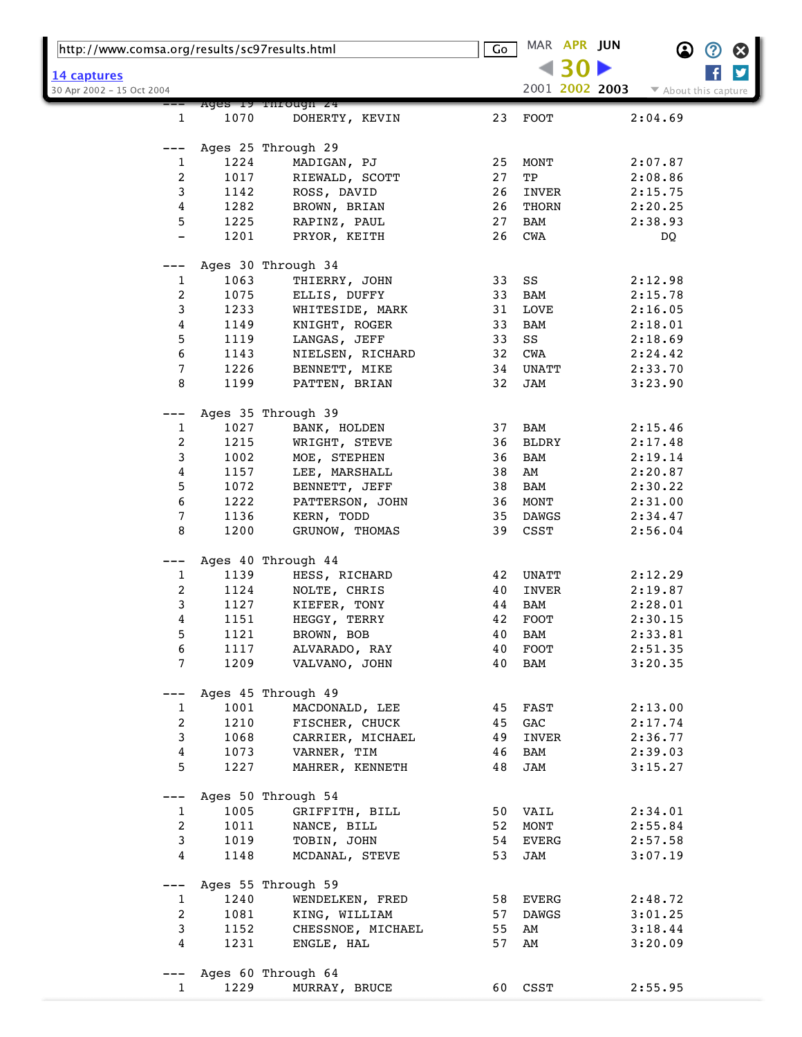```
--- Ages 19 Through 24
  1      1070      DOHERTY, KEVIN               23  FOOT            2:04.69

--- Ages 25 Through 29
  1      1224      MADIGAN, PJ                  25  MONT            2:07.87
  2      1017      RIEWALD, SCOTT               27  TP              2:08.86
  3      1142      ROSS, DAVID                  26  INVER           2:15.75
  4      1282      BROWN, BRIAN                 26  THORN           2:20.25
  5      1225      RAPINZ, PAUL                 27  BAM             2:38.93
  -      1201      PRYOR, KEITH                 26  CWA                  DQ

--- Ages 30 Through 34
  1      1063      THIERRY, JOHN                33  SS              2:12.98
  2      1075      ELLIS, DUFFY                 33  BAM             2:15.78
  3      1233      WHITESIDE, MARK              31  LOVE            2:16.05
  4      1149      KNIGHT, ROGER                33  BAM             2:18.01
  5      1119      LANGAS, JEFF                 33  SS              2:18.69
  6      1143      NIELSEN, RICHARD             32  CWA             2:24.42
  7      1226      BENNETT, MIKE                34  UNATT           2:33.70
  8      1199      PATTEN, BRIAN                32  JAM             3:23.90

--- Ages 35 Through 39
  1      1027      BANK, HOLDEN                 37  BAM             2:15.46
  2      1215      WRIGHT, STEVE                36  BLDRY           2:17.48
  3      1002      MOE, STEPHEN                 36  BAM             2:19.14
  4      1157      LEE, MARSHALL                38  AM              2:20.87
  5      1072      BENNETT, JEFF                38  BAM             2:30.22
  6      1222      PATTERSON, JOHN              36  MONT            2:31.00
  7      1136      KERN, TODD                   35  DAWGS           2:34.47
  8      1200      GRUNOW, THOMAS               39  CSST            2:56.04

--- Ages 40 Through 44
  1      1139      HESS, RICHARD                42  UNATT           2:12.29
  2      1124      NOLTE, CHRIS                 40  INVER           2:19.87
  3      1127      KIEFER, TONY                 44  BAM             2:28.01
  4      1151      HEGGY, TERRY                 42  FOOT            2:30.15
  5      1121      BROWN, BOB                   40  BAM             2:33.81
  6      1117      ALVARADO, RAY                40  FOOT            2:51.35
  7      1209      VALVANO, JOHN                40  BAM             3:20.35

--- Ages 45 Through 49
  1      1001      MACDONALD, LEE               45  FAST            2:13.00
  2      1210      FISCHER, CHUCK               45  GAC             2:17.74
  3      1068      CARRIER, MICHAEL             49  INVER           2:36.77
  4      1073      VARNER, TIM                  46  BAM             2:39.03
  5      1227      MAHRER, KENNETH              48  JAM             3:15.27

--- Ages 50 Through 54
  1      1005      GRIFFITH, BILL               50  VAIL            2:34.01
  2      1011      NANCE, BILL                  52  MONT            2:55.84
  3      1019      TOBIN, JOHN                  54  EVERG           2:57.58
  4      1148      MCDANAL, STEVE               53  JAM             3:07.19

--- Ages 55 Through 59
  1      1240      WENDELKEN, FRED              58  EVERG           2:48.72
  2      1081      KING, WILLIAM                57  DAWGS           3:01.25
  3      1152      CHESSNOE, MICHAEL            55  AM              3:18.44
  4      1231      ENGLE, HAL                   57  AM              3:20.09

--- Ages 60 Through 64
  1      1229      MURRAY, BRUCE                60  CSST            2:55.95
```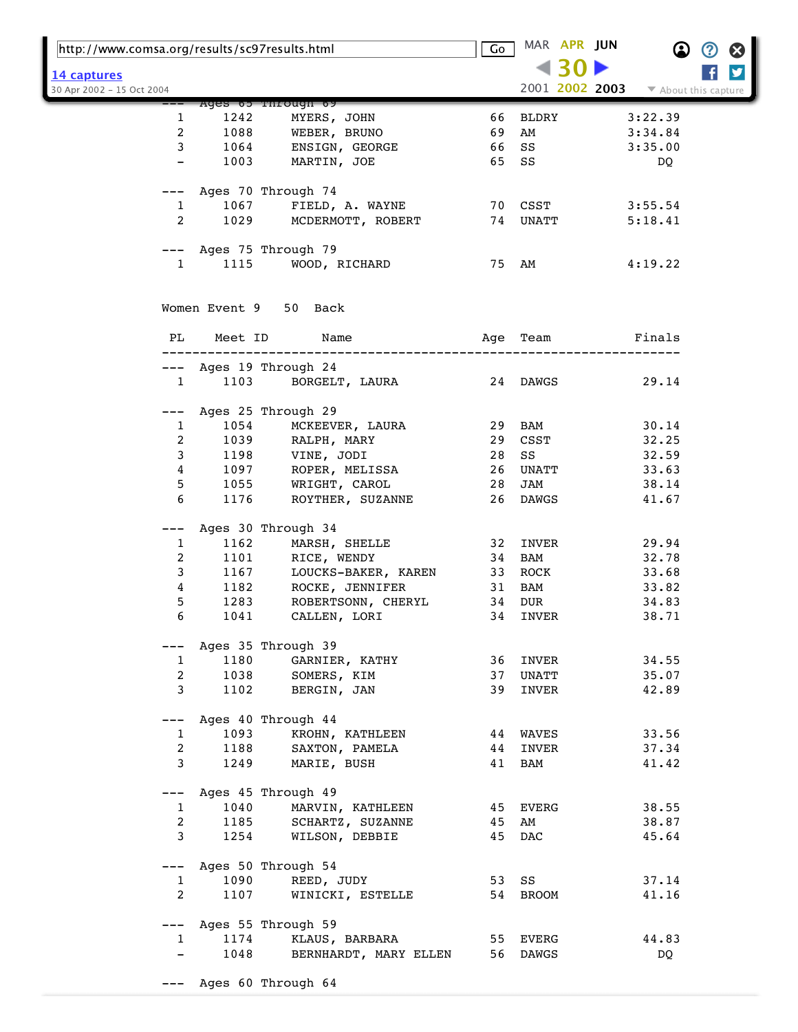| PL | Meet ID | Name | Age | Team | Finals |
|---|---|---|---|---|---|
| --- | Ages 65 Through 69 | | | | |
| 1 | 1242 | MYERS, JOHN | 66 | BLDRY | 3:22.39 |
| 2 | 1088 | WEBER, BRUNO | 69 | AM | 3:34.84 |
| 3 | 1064 | ENSIGN, GEORGE | 66 | SS | 3:35.00 |
| - | 1003 | MARTIN, JOE | 65 | SS | DQ |
| --- | Ages 70 Through 74 | | | | |
| 1 | 1067 | FIELD, A. WAYNE | 70 | CSST | 3:55.54 |
| 2 | 1029 | MCDERMOTT, ROBERT | 74 | UNATT | 5:18.41 |
| --- | Ages 75 Through 79 | | | | |
| 1 | 1115 | WOOD, RICHARD | 75 | AM | 4:19.22 |

Women Event 9 50 Back

| PL | Meet ID | Name | Age | Team | Finals |
|---|---|---|---|---|---|
| --- | Ages 19 Through 24 | | | | |
| 1 | 1103 | BORGELT, LAURA | 24 | DAWGS | 29.14 |
| --- | Ages 25 Through 29 | | | | |
| 1 | 1054 | MCKEEVER, LAURA | 29 | BAM | 30.14 |
| 2 | 1039 | RALPH, MARY | 29 | CSST | 32.25 |
| 3 | 1198 | VINE, JODI | 28 | SS | 32.59 |
| 4 | 1097 | ROPER, MELISSA | 26 | UNATT | 33.63 |
| 5 | 1055 | WRIGHT, CAROL | 28 | JAM | 38.14 |
| 6 | 1176 | ROYTHER, SUZANNE | 26 | DAWGS | 41.67 |
| --- | Ages 30 Through 34 | | | | |
| 1 | 1162 | MARSH, SHELLE | 32 | INVER | 29.94 |
| 2 | 1101 | RICE, WENDY | 34 | BAM | 32.78 |
| 3 | 1167 | LOUCKS-BAKER, KAREN | 33 | ROCK | 33.68 |
| 4 | 1182 | ROCKE, JENNIFER | 31 | BAM | 33.82 |
| 5 | 1283 | ROBERTSONN, CHERYL | 34 | DUR | 34.83 |
| 6 | 1041 | CALLEN, LORI | 34 | INVER | 38.71 |
| --- | Ages 35 Through 39 | | | | |
| 1 | 1180 | GARNIER, KATHY | 36 | INVER | 34.55 |
| 2 | 1038 | SOMERS, KIM | 37 | UNATT | 35.07 |
| 3 | 1102 | BERGIN, JAN | 39 | INVER | 42.89 |
| --- | Ages 40 Through 44 | | | | |
| 1 | 1093 | KROHN, KATHLEEN | 44 | WAVES | 33.56 |
| 2 | 1188 | SAXTON, PAMELA | 44 | INVER | 37.34 |
| 3 | 1249 | MARIE, BUSH | 41 | BAM | 41.42 |
| --- | Ages 45 Through 49 | | | | |
| 1 | 1040 | MARVIN, KATHLEEN | 45 | EVERG | 38.55 |
| 2 | 1185 | SCHARTZ, SUZANNE | 45 | AM | 38.87 |
| 3 | 1254 | WILSON, DEBBIE | 45 | DAC | 45.64 |
| --- | Ages 50 Through 54 | | | | |
| 1 | 1090 | REED, JUDY | 53 | SS | 37.14 |
| 2 | 1107 | WINICKI, ESTELLE | 54 | BROOM | 41.16 |
| --- | Ages 55 Through 59 | | | | |
| 1 | 1174 | KLAUS, BARBARA | 55 | EVERG | 44.83 |
| - | 1048 | BERNHARDT, MARY ELLEN | 56 | DAWGS | DQ |
| --- | Ages 60 Through 64 | | | | |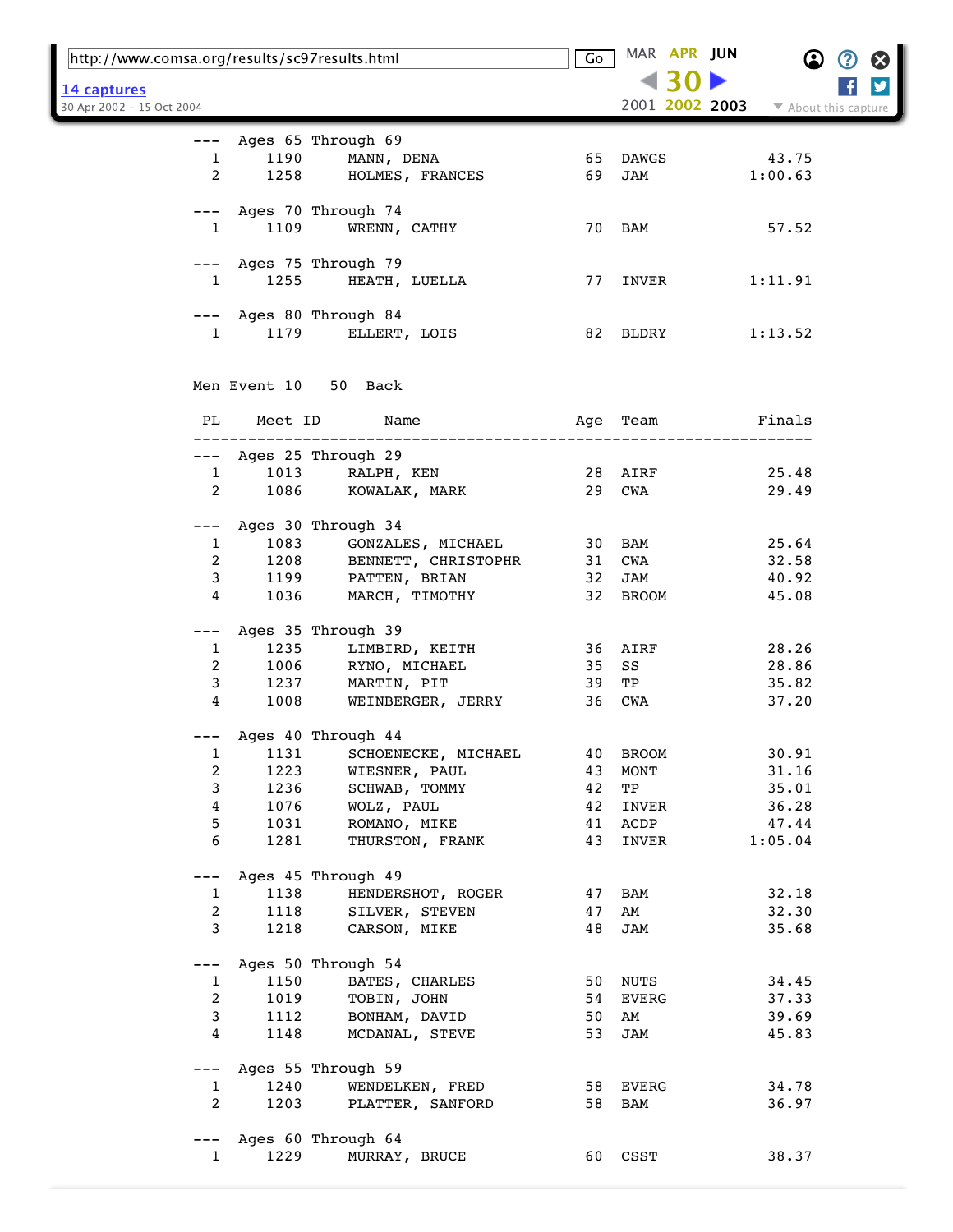--- Ages 65 Through 69

| PL | Meet ID | Name | Age | Team | Finals |
|---|---|---|---|---|---|
| 1 | 1190 | MANN, DENA | 65 | DAWGS | 43.75 |
| 2 | 1258 | HOLMES, FRANCES | 69 | JAM | 1:00.63 |

--- Ages 70 Through 74

| PL | Meet ID | Name | Age | Team | Finals |
|---|---|---|---|---|---|
| 1 | 1109 | WRENN, CATHY | 70 | BAM | 57.52 |

--- Ages 75 Through 79

| PL | Meet ID | Name | Age | Team | Finals |
|---|---|---|---|---|---|
| 1 | 1255 | HEATH, LUELLA | 77 | INVER | 1:11.91 |

--- Ages 80 Through 84

| PL | Meet ID | Name | Age | Team | Finals |
|---|---|---|---|---|---|
| 1 | 1179 | ELLERT, LOIS | 82 | BLDRY | 1:13.52 |

## Men Event 10 50 Back

| PL | Meet ID | Name | Age | Team | Finals |
|---|---|---|---|---|---|
| --- | Ages 25 Through 29 | | | | |
| 1 | 1013 | RALPH, KEN | 28 | AIRF | 25.48 |
| 2 | 1086 | KOWALAK, MARK | 29 | CWA | 29.49 |
| --- | Ages 30 Through 34 | | | | |
| 1 | 1083 | GONZALES, MICHAEL | 30 | BAM | 25.64 |
| 2 | 1208 | BENNETT, CHRISTOPHR | 31 | CWA | 32.58 |
| 3 | 1199 | PATTEN, BRIAN | 32 | JAM | 40.92 |
| 4 | 1036 | MARCH, TIMOTHY | 32 | BROOM | 45.08 |
| --- | Ages 35 Through 39 | | | | |
| 1 | 1235 | LIMBIRD, KEITH | 36 | AIRF | 28.26 |
| 2 | 1006 | RYNO, MICHAEL | 35 | SS | 28.86 |
| 3 | 1237 | MARTIN, PIT | 39 | TP | 35.82 |
| 4 | 1008 | WEINBERGER, JERRY | 36 | CWA | 37.20 |
| --- | Ages 40 Through 44 | | | | |
| 1 | 1131 | SCHOENECKE, MICHAEL | 40 | BROOM | 30.91 |
| 2 | 1223 | WIESNER, PAUL | 43 | MONT | 31.16 |
| 3 | 1236 | SCHWAB, TOMMY | 42 | TP | 35.01 |
| 4 | 1076 | WOLZ, PAUL | 42 | INVER | 36.28 |
| 5 | 1031 | ROMANO, MIKE | 41 | ACDP | 47.44 |
| 6 | 1281 | THURSTON, FRANK | 43 | INVER | 1:05.04 |
| --- | Ages 45 Through 49 | | | | |
| 1 | 1138 | HENDERSHOT, ROGER | 47 | BAM | 32.18 |
| 2 | 1118 | SILVER, STEVEN | 47 | AM | 32.30 |
| 3 | 1218 | CARSON, MIKE | 48 | JAM | 35.68 |
| --- | Ages 50 Through 54 | | | | |
| 1 | 1150 | BATES, CHARLES | 50 | NUTS | 34.45 |
| 2 | 1019 | TOBIN, JOHN | 54 | EVERG | 37.33 |
| 3 | 1112 | BONHAM, DAVID | 50 | AM | 39.69 |
| 4 | 1148 | MCDANAL, STEVE | 53 | JAM | 45.83 |
| --- | Ages 55 Through 59 | | | | |
| 1 | 1240 | WENDELKEN, FRED | 58 | EVERG | 34.78 |
| 2 | 1203 | PLATTER, SANFORD | 58 | BAM | 36.97 |
| --- | Ages 60 Through 64 | | | | |
| 1 | 1229 | MURRAY, BRUCE | 60 | CSST | 38.37 |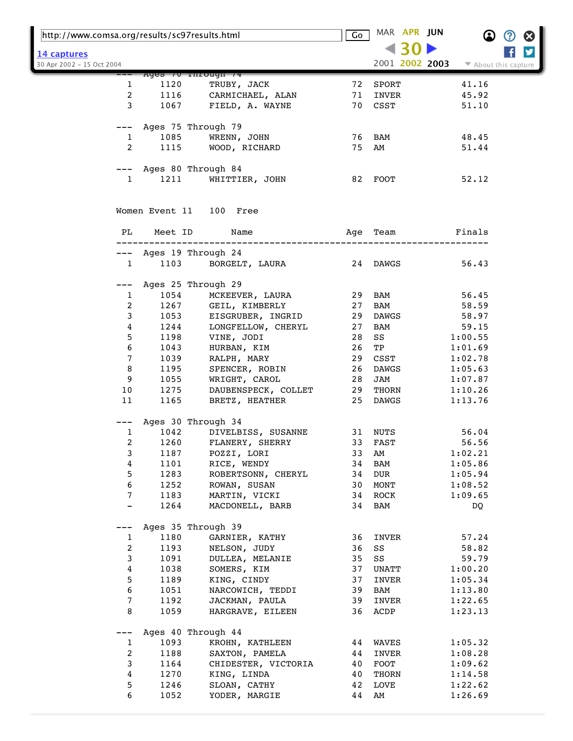--- Ages 70 Through 74

| PL | Meet ID | Name | Age | Team | Finals |
|---|---|---|---|---|---|
| 1 | 1120 | TRUBY, JACK | 72 | SPORT | 41.16 |
| 2 | 1116 | CARMICHAEL, ALAN | 71 | INVER | 45.92 |
| 3 | 1067 | FIELD, A. WAYNE | 70 | CSST | 51.10 |

--- Ages 75 Through 79

| PL | Meet ID | Name | Age | Team | Finals |
|---|---|---|---|---|---|
| 1 | 1085 | WRENN, JOHN | 76 | BAM | 48.45 |
| 2 | 1115 | WOOD, RICHARD | 75 | AM | 51.44 |

--- Ages 80 Through 84

| PL | Meet ID | Name | Age | Team | Finals |
|---|---|---|---|---|---|
| 1 | 1211 | WHITTIER, JOHN | 82 | FOOT | 52.12 |

Women Event 11 100 Free

--- Ages 19 Through 24

| PL | Meet ID | Name | Age | Team | Finals |
|---|---|---|---|---|---|
| 1 | 1103 | BORGELT, LAURA | 24 | DAWGS | 56.43 |

--- Ages 25 Through 29

| PL | Meet ID | Name | Age | Team | Finals |
|---|---|---|---|---|---|
| 1 | 1054 | MCKEEVER, LAURA | 29 | BAM | 56.45 |
| 2 | 1267 | GEIL, KIMBERLY | 27 | BAM | 58.59 |
| 3 | 1053 | EISGRUBER, INGRID | 29 | DAWGS | 58.97 |
| 4 | 1244 | LONGFELLOW, CHERYL | 27 | BAM | 59.15 |
| 5 | 1198 | VINE, JODI | 28 | SS | 1:00.55 |
| 6 | 1043 | HURBAN, KIM | 26 | TP | 1:01.69 |
| 7 | 1039 | RALPH, MARY | 29 | CSST | 1:02.78 |
| 8 | 1195 | SPENCER, ROBIN | 26 | DAWGS | 1:05.63 |
| 9 | 1055 | WRIGHT, CAROL | 28 | JAM | 1:07.87 |
| 10 | 1275 | DAUBENSPECK, COLLET | 29 | THORN | 1:10.26 |
| 11 | 1165 | BRETZ, HEATHER | 25 | DAWGS | 1:13.76 |

--- Ages 30 Through 34

| PL | Meet ID | Name | Age | Team | Finals |
|---|---|---|---|---|---|
| 1 | 1042 | DIVELBISS, SUSANNE | 31 | NUTS | 56.04 |
| 2 | 1260 | FLANERY, SHERRY | 33 | FAST | 56.56 |
| 3 | 1187 | POZZI, LORI | 33 | AM | 1:02.21 |
| 4 | 1101 | RICE, WENDY | 34 | BAM | 1:05.86 |
| 5 | 1283 | ROBERTSONN, CHERYL | 34 | DUR | 1:05.94 |
| 6 | 1252 | ROWAN, SUSAN | 30 | MONT | 1:08.52 |
| 7 | 1183 | MARTIN, VICKI | 34 | ROCK | 1:09.65 |
| - | 1264 | MACDONELL, BARB | 34 | BAM | DQ |

--- Ages 35 Through 39

| PL | Meet ID | Name | Age | Team | Finals |
|---|---|---|---|---|---|
| 1 | 1180 | GARNIER, KATHY | 36 | INVER | 57.24 |
| 2 | 1193 | NELSON, JUDY | 36 | SS | 58.82 |
| 3 | 1091 | DULLEA, MELANIE | 35 | SS | 59.79 |
| 4 | 1038 | SOMERS, KIM | 37 | UNATT | 1:00.20 |
| 5 | 1189 | KING, CINDY | 37 | INVER | 1:05.34 |
| 6 | 1051 | NARCOWICH, TEDDI | 39 | BAM | 1:13.80 |
| 7 | 1192 | JACKMAN, PAULA | 39 | INVER | 1:22.65 |
| 8 | 1059 | HARGRAVE, EILEEN | 36 | ACDP | 1:23.13 |

--- Ages 40 Through 44

| PL | Meet ID | Name | Age | Team | Finals |
|---|---|---|---|---|---|
| 1 | 1093 | KROHN, KATHLEEN | 44 | WAVES | 1:05.32 |
| 2 | 1188 | SAXTON, PAMELA | 44 | INVER | 1:08.28 |
| 3 | 1164 | CHIDESTER, VICTORIA | 40 | FOOT | 1:09.62 |
| 4 | 1270 | KING, LINDA | 40 | THORN | 1:14.58 |
| 5 | 1246 | SLOAN, CATHY | 42 | LOVE | 1:22.62 |
| 6 | 1052 | YODER, MARGIE | 44 | AM | 1:26.69 |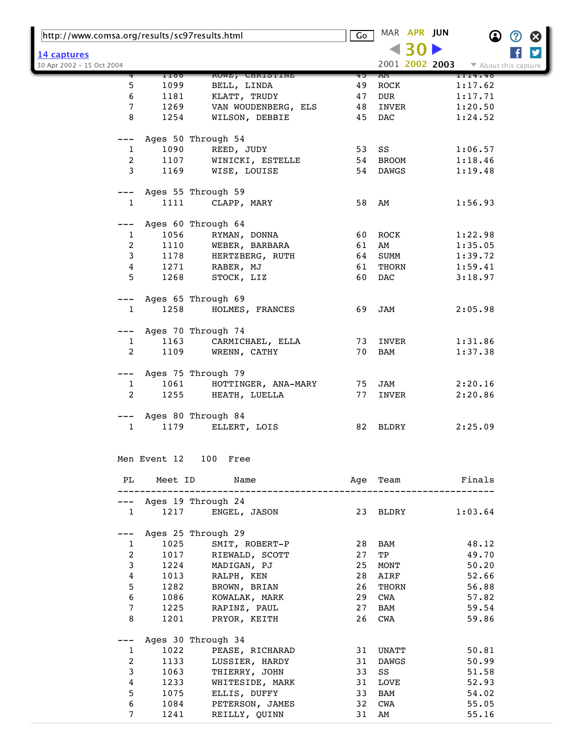| PL | Meet ID | Name | Age | Team | Finals |
|---|---|---|---|---|---|
| 4 | 1186 | ROWE, CHRISTINE | 45 | AM | 1:14.48 |
| 5 | 1099 | BELL, LINDA | 49 | ROCK | 1:17.62 |
| 6 | 1181 | KLATT, TRUDY | 47 | DUR | 1:17.71 |
| 7 | 1269 | VAN WOUDENBERG, ELS | 48 | INVER | 1:20.50 |
| 8 | 1254 | WILSON, DEBBIE | 45 | DAC | 1:24.52 |
| --- | Ages 50 Through 54 | | | | |
| 1 | 1090 | REED, JUDY | 53 | SS | 1:06.57 |
| 2 | 1107 | WINICKI, ESTELLE | 54 | BROOM | 1:18.46 |
| 3 | 1169 | WISE, LOUISE | 54 | DAWGS | 1:19.48 |
| --- | Ages 55 Through 59 | | | | |
| 1 | 1111 | CLAPP, MARY | 58 | AM | 1:56.93 |
| --- | Ages 60 Through 64 | | | | |
| 1 | 1056 | RYMAN, DONNA | 60 | ROCK | 1:22.98 |
| 2 | 1110 | WEBER, BARBARA | 61 | AM | 1:35.05 |
| 3 | 1178 | HERTZBERG, RUTH | 64 | SUMM | 1:39.72 |
| 4 | 1271 | RABER, MJ | 61 | THORN | 1:59.41 |
| 5 | 1268 | STOCK, LIZ | 60 | DAC | 3:18.97 |
| --- | Ages 65 Through 69 | | | | |
| 1 | 1258 | HOLMES, FRANCES | 69 | JAM | 2:05.98 |
| --- | Ages 70 Through 74 | | | | |
| 1 | 1163 | CARMICHAEL, ELLA | 73 | INVER | 1:31.86 |
| 2 | 1109 | WRENN, CATHY | 70 | BAM | 1:37.38 |
| --- | Ages 75 Through 79 | | | | |
| 1 | 1061 | HOTTINGER, ANA-MARY | 75 | JAM | 2:20.16 |
| 2 | 1255 | HEATH, LUELLA | 77 | INVER | 2:20.86 |
| --- | Ages 80 Through 84 | | | | |
| 1 | 1179 | ELLERT, LOIS | 82 | BLDRY | 2:25.09 |

Men Event 12 100 Free

| PL | Meet ID | Name | Age | Team | Finals |
|---|---|---|---|---|---|
| --- | Ages 19 Through 24 | | | | |
| 1 | 1217 | ENGEL, JASON | 23 | BLDRY | 1:03.64 |
| --- | Ages 25 Through 29 | | | | |
| 1 | 1025 | SMIT, ROBERT-P | 28 | BAM | 48.12 |
| 2 | 1017 | RIEWALD, SCOTT | 27 | TP | 49.70 |
| 3 | 1224 | MADIGAN, PJ | 25 | MONT | 50.20 |
| 4 | 1013 | RALPH, KEN | 28 | AIRF | 52.66 |
| 5 | 1282 | BROWN, BRIAN | 26 | THORN | 56.88 |
| 6 | 1086 | KOWALAK, MARK | 29 | CWA | 57.82 |
| 7 | 1225 | RAPINZ, PAUL | 27 | BAM | 59.54 |
| 8 | 1201 | PRYOR, KEITH | 26 | CWA | 59.86 |
| --- | Ages 30 Through 34 | | | | |
| 1 | 1022 | PEASE, RICHARAD | 31 | UNATT | 50.81 |
| 2 | 1133 | LUSSIER, HARDY | 31 | DAWGS | 50.99 |
| 3 | 1063 | THIERRY, JOHN | 33 | SS | 51.58 |
| 4 | 1233 | WHITESIDE, MARK | 31 | LOVE | 52.93 |
| 5 | 1075 | ELLIS, DUFFY | 33 | BAM | 54.02 |
| 6 | 1084 | PETERSON, JAMES | 32 | CWA | 55.05 |
| 7 | 1241 | REILLY, QUINN | 31 | AM | 55.16 |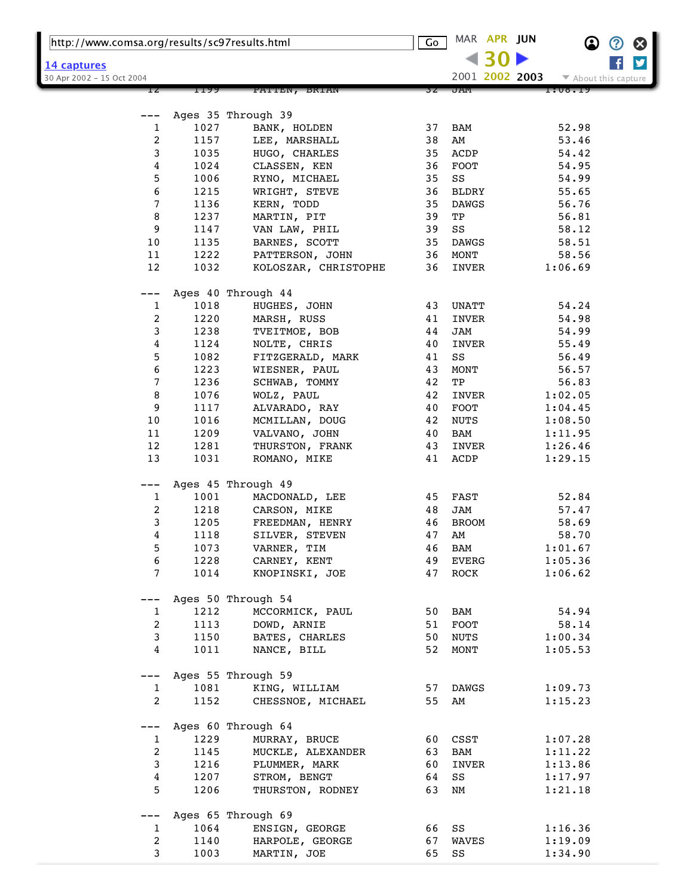--- Ages 35 Through 39

| Place | No. | Name | Age | Team | Time |
|---|---|---|---|---|---|
| 1 | 1027 | BANK, HOLDEN | 37 | BAM | 52.98 |
| 2 | 1157 | LEE, MARSHALL | 38 | AM | 53.46 |
| 3 | 1035 | HUGO, CHARLES | 35 | ACDP | 54.42 |
| 4 | 1024 | CLASSEN, KEN | 36 | FOOT | 54.95 |
| 5 | 1006 | RYNO, MICHAEL | 35 | SS | 54.99 |
| 6 | 1215 | WRIGHT, STEVE | 36 | BLDRY | 55.65 |
| 7 | 1136 | KERN, TODD | 35 | DAWGS | 56.76 |
| 8 | 1237 | MARTIN, PIT | 39 | TP | 56.81 |
| 9 | 1147 | VAN LAW, PHIL | 39 | SS | 58.12 |
| 10 | 1135 | BARNES, SCOTT | 35 | DAWGS | 58.51 |
| 11 | 1222 | PATTERSON, JOHN | 36 | MONT | 58.56 |
| 12 | 1032 | KOLOSZAR, CHRISTOPHE | 36 | INVER | 1:06.69 |

--- Ages 40 Through 44

| Place | No. | Name | Age | Team | Time |
|---|---|---|---|---|---|
| 1 | 1018 | HUGHES, JOHN | 43 | UNATT | 54.24 |
| 2 | 1220 | MARSH, RUSS | 41 | INVER | 54.98 |
| 3 | 1238 | TVEITMOE, BOB | 44 | JAM | 54.99 |
| 4 | 1124 | NOLTE, CHRIS | 40 | INVER | 55.49 |
| 5 | 1082 | FITZGERALD, MARK | 41 | SS | 56.49 |
| 6 | 1223 | WIESNER, PAUL | 43 | MONT | 56.57 |
| 7 | 1236 | SCHWAB, TOMMY | 42 | TP | 56.83 |
| 8 | 1076 | WOLZ, PAUL | 42 | INVER | 1:02.05 |
| 9 | 1117 | ALVARADO, RAY | 40 | FOOT | 1:04.45 |
| 10 | 1016 | MCMILLAN, DOUG | 42 | NUTS | 1:08.50 |
| 11 | 1209 | VALVANO, JOHN | 40 | BAM | 1:11.95 |
| 12 | 1281 | THURSTON, FRANK | 43 | INVER | 1:26.46 |
| 13 | 1031 | ROMANO, MIKE | 41 | ACDP | 1:29.15 |

--- Ages 45 Through 49

| Place | No. | Name | Age | Team | Time |
|---|---|---|---|---|---|
| 1 | 1001 | MACDONALD, LEE | 45 | FAST | 52.84 |
| 2 | 1218 | CARSON, MIKE | 48 | JAM | 57.47 |
| 3 | 1205 | FREEDMAN, HENRY | 46 | BROOM | 58.69 |
| 4 | 1118 | SILVER, STEVEN | 47 | AM | 58.70 |
| 5 | 1073 | VARNER, TIM | 46 | BAM | 1:01.67 |
| 6 | 1228 | CARNEY, KENT | 49 | EVERG | 1:05.36 |
| 7 | 1014 | KNOPINSKI, JOE | 47 | ROCK | 1:06.62 |

--- Ages 50 Through 54

| Place | No. | Name | Age | Team | Time |
|---|---|---|---|---|---|
| 1 | 1212 | MCCORMICK, PAUL | 50 | BAM | 54.94 |
| 2 | 1113 | DOWD, ARNIE | 51 | FOOT | 58.14 |
| 3 | 1150 | BATES, CHARLES | 50 | NUTS | 1:00.34 |
| 4 | 1011 | NANCE, BILL | 52 | MONT | 1:05.53 |

--- Ages 55 Through 59

| Place | No. | Name | Age | Team | Time |
|---|---|---|---|---|---|
| 1 | 1081 | KING, WILLIAM | 57 | DAWGS | 1:09.73 |
| 2 | 1152 | CHESSNOE, MICHAEL | 55 | AM | 1:15.23 |

--- Ages 60 Through 64

| Place | No. | Name | Age | Team | Time |
|---|---|---|---|---|---|
| 1 | 1229 | MURRAY, BRUCE | 60 | CSST | 1:07.28 |
| 2 | 1145 | MUCKLE, ALEXANDER | 63 | BAM | 1:11.22 |
| 3 | 1216 | PLUMMER, MARK | 60 | INVER | 1:13.86 |
| 4 | 1207 | STROM, BENGT | 64 | SS | 1:17.97 |
| 5 | 1206 | THURSTON, RODNEY | 63 | NM | 1:21.18 |

--- Ages 65 Through 69

| Place | No. | Name | Age | Team | Time |
|---|---|---|---|---|---|
| 1 | 1064 | ENSIGN, GEORGE | 66 | SS | 1:16.36 |
| 2 | 1140 | HARPOLE, GEORGE | 67 | WAVES | 1:19.09 |
| 3 | 1003 | MARTIN, JOE | 65 | SS | 1:34.90 |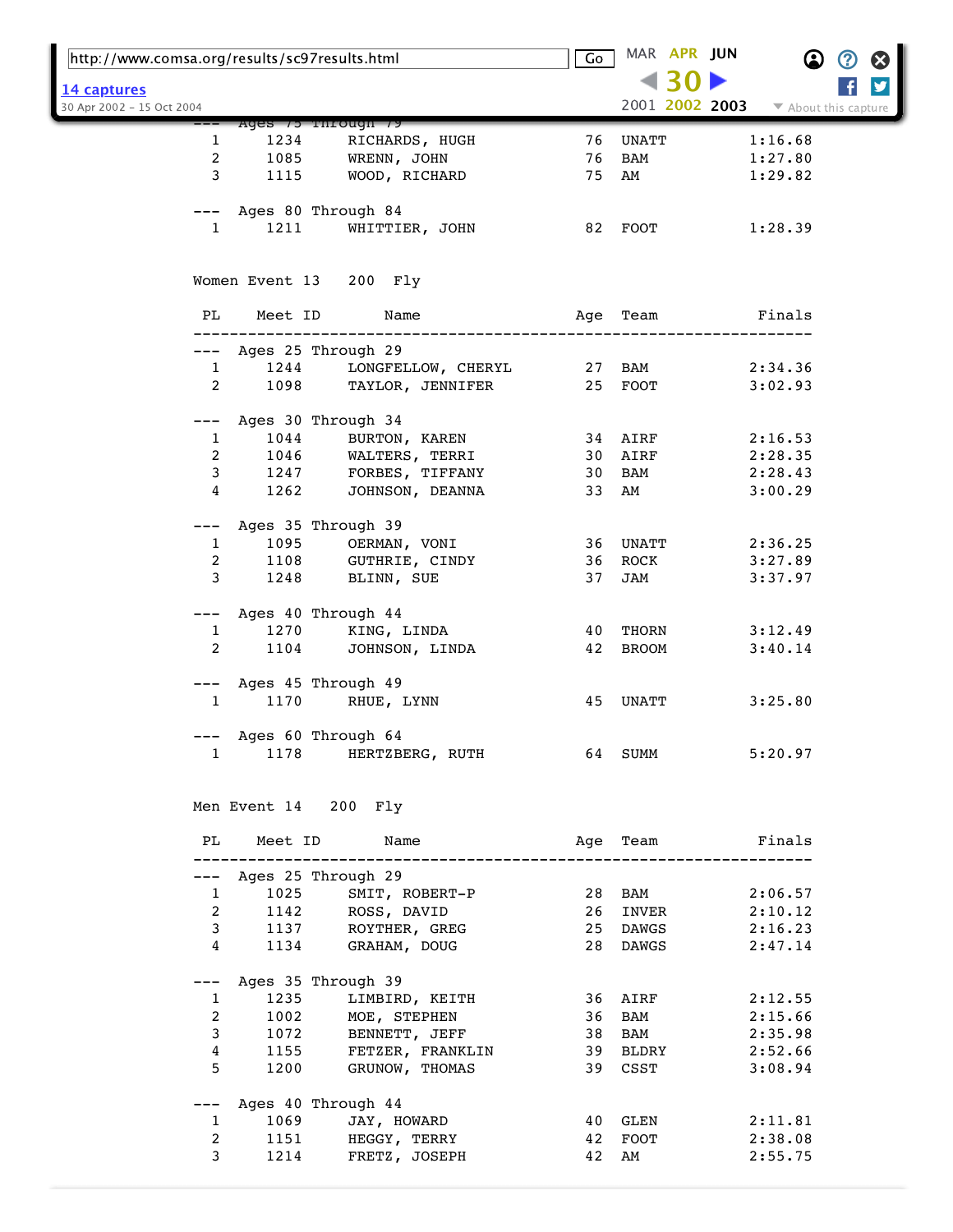| PL | Meet ID | Name | Age | Team | Finals |
|---|---|---|---|---|---|
| --- | Ages 75 Through 79 | | | | |
| 1 | 1234 | RICHARDS, HUGH | 76 | UNATT | 1:16.68 |
| 2 | 1085 | WRENN, JOHN | 76 | BAM | 1:27.80 |
| 3 | 1115 | WOOD, RICHARD | 75 | AM | 1:29.82 |
| --- | Ages 80 Through 84 | | | | |
| 1 | 1211 | WHITTIER, JOHN | 82 | FOOT | 1:28.39 |

Women Event 13 200 Fly

| PL | Meet ID | Name | Age | Team | Finals |
|---|---|---|---|---|---|
| --- | Ages 25 Through 29 | | | | |
| 1 | 1244 | LONGFELLOW, CHERYL | 27 | BAM | 2:34.36 |
| 2 | 1098 | TAYLOR, JENNIFER | 25 | FOOT | 3:02.93 |
| --- | Ages 30 Through 34 | | | | |
| 1 | 1044 | BURTON, KAREN | 34 | AIRF | 2:16.53 |
| 2 | 1046 | WALTERS, TERRI | 30 | AIRF | 2:28.35 |
| 3 | 1247 | FORBES, TIFFANY | 30 | BAM | 2:28.43 |
| 4 | 1262 | JOHNSON, DEANNA | 33 | AM | 3:00.29 |
| --- | Ages 35 Through 39 | | | | |
| 1 | 1095 | OERMAN, VONI | 36 | UNATT | 2:36.25 |
| 2 | 1108 | GUTHRIE, CINDY | 36 | ROCK | 3:27.89 |
| 3 | 1248 | BLINN, SUE | 37 | JAM | 3:37.97 |
| --- | Ages 40 Through 44 | | | | |
| 1 | 1270 | KING, LINDA | 40 | THORN | 3:12.49 |
| 2 | 1104 | JOHNSON, LINDA | 42 | BROOM | 3:40.14 |
| --- | Ages 45 Through 49 | | | | |
| 1 | 1170 | RHUE, LYNN | 45 | UNATT | 3:25.80 |
| --- | Ages 60 Through 64 | | | | |
| 1 | 1178 | HERTZBERG, RUTH | 64 | SUMM | 5:20.97 |

Men Event 14 200 Fly

| PL | Meet ID | Name | Age | Team | Finals |
|---|---|---|---|---|---|
| --- | Ages 25 Through 29 | | | | |
| 1 | 1025 | SMIT, ROBERT-P | 28 | BAM | 2:06.57 |
| 2 | 1142 | ROSS, DAVID | 26 | INVER | 2:10.12 |
| 3 | 1137 | ROYTHER, GREG | 25 | DAWGS | 2:16.23 |
| 4 | 1134 | GRAHAM, DOUG | 28 | DAWGS | 2:47.14 |
| --- | Ages 35 Through 39 | | | | |
| 1 | 1235 | LIMBIRD, KEITH | 36 | AIRF | 2:12.55 |
| 2 | 1002 | MOE, STEPHEN | 36 | BAM | 2:15.66 |
| 3 | 1072 | BENNETT, JEFF | 38 | BAM | 2:35.98 |
| 4 | 1155 | FETZER, FRANKLIN | 39 | BLDRY | 2:52.66 |
| 5 | 1200 | GRUNOW, THOMAS | 39 | CSST | 3:08.94 |
| --- | Ages 40 Through 44 | | | | |
| 1 | 1069 | JAY, HOWARD | 40 | GLEN | 2:11.81 |
| 2 | 1151 | HEGGY, TERRY | 42 | FOOT | 2:38.08 |
| 3 | 1214 | FRETZ, JOSEPH | 42 | AM | 2:55.75 |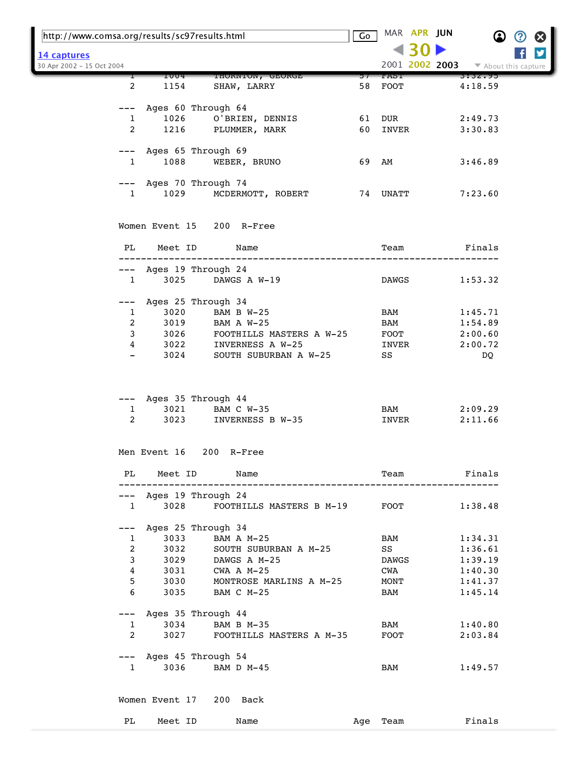| PL | Meet ID | Name | Age | Team | Finals |
|---|---|---|---|---|---|
| 1 | 1004 | THORNTON, GEORGE | 57 | FAST | 3:32.95 |
| 2 | 1154 | SHAW, LARRY | 58 | FOOT | 4:18.59 |
| --- | Ages 60 Through 64 | | | | |
| 1 | 1026 | O'BRIEN, DENNIS | 61 | DUR | 2:49.73 |
| 2 | 1216 | PLUMMER, MARK | 60 | INVER | 3:30.83 |
| --- | Ages 65 Through 69 | | | | |
| 1 | 1088 | WEBER, BRUNO | 69 | AM | 3:46.89 |
| --- | Ages 70 Through 74 | | | | |
| 1 | 1029 | MCDERMOTT, ROBERT | 74 | UNATT | 7:23.60 |

Women Event 15 200 R-Free

| PL | Meet ID | Name | Team | Finals |
|---|---|---|---|---|
| --- | Ages 19 Through 24 | | | |
| 1 | 3025 | DAWGS A W-19 | DAWGS | 1:53.32 |
| --- | Ages 25 Through 34 | | | |
| 1 | 3020 | BAM B W-25 | BAM | 1:45.71 |
| 2 | 3019 | BAM A W-25 | BAM | 1:54.89 |
| 3 | 3026 | FOOTHILLS MASTERS A W-25 | FOOT | 2:00.60 |
| 4 | 3022 | INVERNESS A W-25 | INVER | 2:00.72 |
| - | 3024 | SOUTH SUBURBAN A W-25 | SS | DQ |
| --- | Ages 35 Through 44 | | | |
| 1 | 3021 | BAM C W-35 | BAM | 2:09.29 |
| 2 | 3023 | INVERNESS B W-35 | INVER | 2:11.66 |

Men Event 16 200 R-Free

| PL | Meet ID | Name | Team | Finals |
|---|---|---|---|---|
| --- | Ages 19 Through 24 | | | |
| 1 | 3028 | FOOTHILLS MASTERS B M-19 | FOOT | 1:38.48 |
| --- | Ages 25 Through 34 | | | |
| 1 | 3033 | BAM A M-25 | BAM | 1:34.31 |
| 2 | 3032 | SOUTH SUBURBAN A M-25 | SS | 1:36.61 |
| 3 | 3029 | DAWGS A M-25 | DAWGS | 1:39.19 |
| 4 | 3031 | CWA A M-25 | CWA | 1:40.30 |
| 5 | 3030 | MONTROSE MARLINS A M-25 | MONT | 1:41.37 |
| 6 | 3035 | BAM C M-25 | BAM | 1:45.14 |
| --- | Ages 35 Through 44 | | | |
| 1 | 3034 | BAM B M-35 | BAM | 1:40.80 |
| 2 | 3027 | FOOTHILLS MASTERS A M-35 | FOOT | 2:03.84 |
| --- | Ages 45 Through 54 | | | |
| 1 | 3036 | BAM D M-45 | BAM | 1:49.57 |

Women Event 17 200 Back

| PL | Meet ID | Name | Age | Team | Finals |
|---|---|---|---|---|---|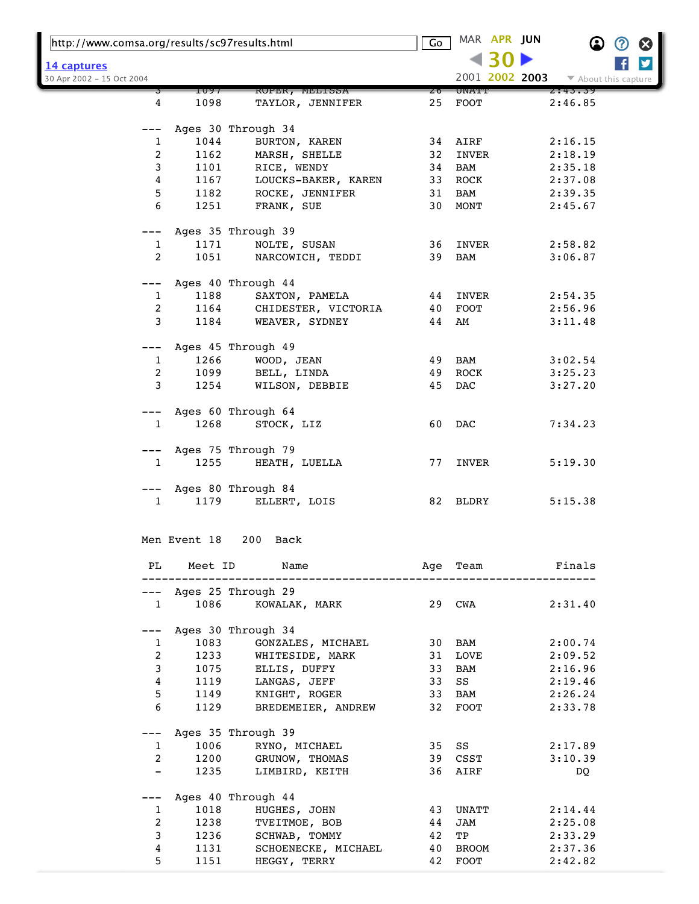| PL | Meet ID | Name | Age | Team | Finals |
|---|---|---|---|---|---|
| 3 | 1097 | ROPER, MELISSA | 26 | UNATT | 2:43.39 |
| 4 | 1098 | TAYLOR, JENNIFER | 25 | FOOT | 2:46.85 |
| --- | Ages 30 Through 34 | | | | |
| 1 | 1044 | BURTON, KAREN | 34 | AIRF | 2:16.15 |
| 2 | 1162 | MARSH, SHELLE | 32 | INVER | 2:18.19 |
| 3 | 1101 | RICE, WENDY | 34 | BAM | 2:35.18 |
| 4 | 1167 | LOUCKS-BAKER, KAREN | 33 | ROCK | 2:37.08 |
| 5 | 1182 | ROCKE, JENNIFER | 31 | BAM | 2:39.35 |
| 6 | 1251 | FRANK, SUE | 30 | MONT | 2:45.67 |
| --- | Ages 35 Through 39 | | | | |
| 1 | 1171 | NOLTE, SUSAN | 36 | INVER | 2:58.82 |
| 2 | 1051 | NARCOWICH, TEDDI | 39 | BAM | 3:06.87 |
| --- | Ages 40 Through 44 | | | | |
| 1 | 1188 | SAXTON, PAMELA | 44 | INVER | 2:54.35 |
| 2 | 1164 | CHIDESTER, VICTORIA | 40 | FOOT | 2:56.96 |
| 3 | 1184 | WEAVER, SYDNEY | 44 | AM | 3:11.48 |
| --- | Ages 45 Through 49 | | | | |
| 1 | 1266 | WOOD, JEAN | 49 | BAM | 3:02.54 |
| 2 | 1099 | BELL, LINDA | 49 | ROCK | 3:25.23 |
| 3 | 1254 | WILSON, DEBBIE | 45 | DAC | 3:27.20 |
| --- | Ages 60 Through 64 | | | | |
| 1 | 1268 | STOCK, LIZ | 60 | DAC | 7:34.23 |
| --- | Ages 75 Through 79 | | | | |
| 1 | 1255 | HEATH, LUELLA | 77 | INVER | 5:19.30 |
| --- | Ages 80 Through 84 | | | | |
| 1 | 1179 | ELLERT, LOIS | 82 | BLDRY | 5:15.38 |

Men Event 18 200 Back

| PL | Meet ID | Name | Age | Team | Finals |
|---|---|---|---|---|---|
| --- | Ages 25 Through 29 | | | | |
| 1 | 1086 | KOWALAK, MARK | 29 | CWA | 2:31.40 |
| --- | Ages 30 Through 34 | | | | |
| 1 | 1083 | GONZALES, MICHAEL | 30 | BAM | 2:00.74 |
| 2 | 1233 | WHITESIDE, MARK | 31 | LOVE | 2:09.52 |
| 3 | 1075 | ELLIS, DUFFY | 33 | BAM | 2:16.96 |
| 4 | 1119 | LANGAS, JEFF | 33 | SS | 2:19.46 |
| 5 | 1149 | KNIGHT, ROGER | 33 | BAM | 2:26.24 |
| 6 | 1129 | BREDEMEIER, ANDREW | 32 | FOOT | 2:33.78 |
| --- | Ages 35 Through 39 | | | | |
| 1 | 1006 | RYNO, MICHAEL | 35 | SS | 2:17.89 |
| 2 | 1200 | GRUNOW, THOMAS | 39 | CSST | 3:10.39 |
| - | 1235 | LIMBIRD, KEITH | 36 | AIRF | DQ |
| --- | Ages 40 Through 44 | | | | |
| 1 | 1018 | HUGHES, JOHN | 43 | UNATT | 2:14.44 |
| 2 | 1238 | TVEITMOE, BOB | 44 | JAM | 2:25.08 |
| 3 | 1236 | SCHWAB, TOMMY | 42 | TP | 2:33.29 |
| 4 | 1131 | SCHOENECKE, MICHAEL | 40 | BROOM | 2:37.36 |
| 5 | 1151 | HEGGY, TERRY | 42 | FOOT | 2:42.82 |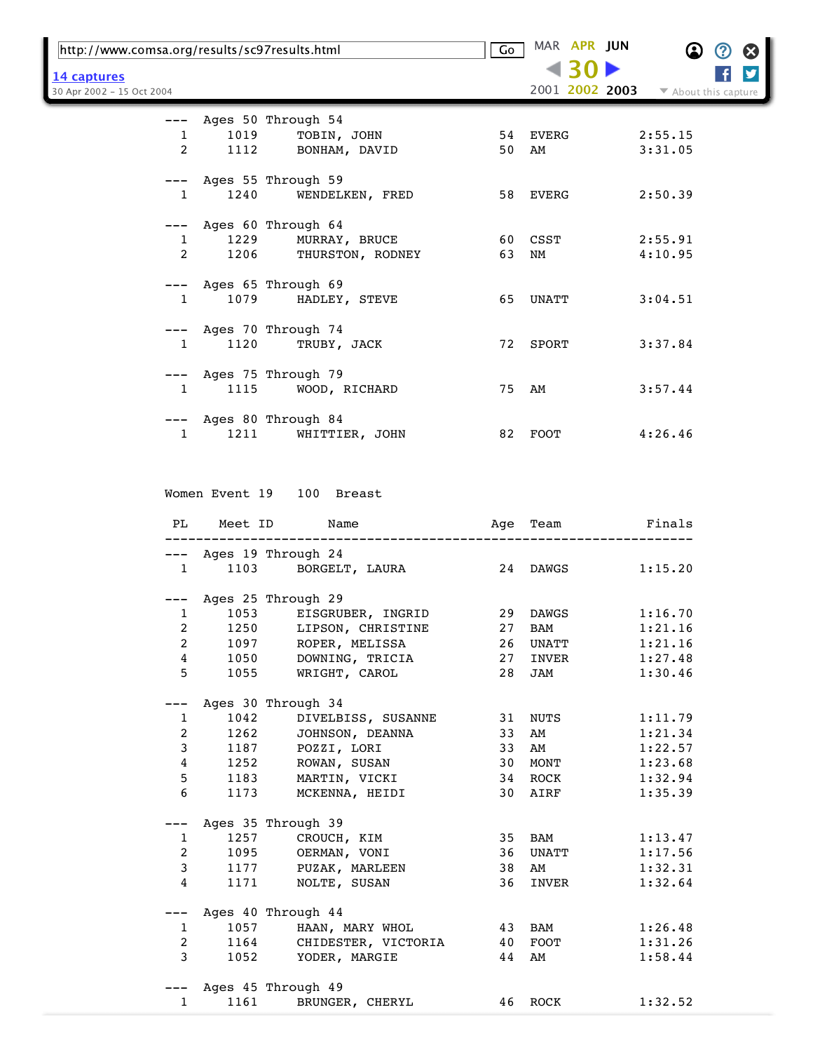| PL | Meet ID | Name | Age | Team | Finals |
|---|---|---|---|---|---|
| --- | Ages 50 Through 54 | | | | |
| 1 | 1019 | TOBIN, JOHN | 54 | EVERG | 2:55.15 |
| 2 | 1112 | BONHAM, DAVID | 50 | AM | 3:31.05 |
| --- | Ages 55 Through 59 | | | | |
| 1 | 1240 | WENDELKEN, FRED | 58 | EVERG | 2:50.39 |
| --- | Ages 60 Through 64 | | | | |
| 1 | 1229 | MURRAY, BRUCE | 60 | CSST | 2:55.91 |
| 2 | 1206 | THURSTON, RODNEY | 63 | NM | 4:10.95 |
| --- | Ages 65 Through 69 | | | | |
| 1 | 1079 | HADLEY, STEVE | 65 | UNATT | 3:04.51 |
| --- | Ages 70 Through 74 | | | | |
| 1 | 1120 | TRUBY, JACK | 72 | SPORT | 3:37.84 |
| --- | Ages 75 Through 79 | | | | |
| 1 | 1115 | WOOD, RICHARD | 75 | AM | 3:57.44 |
| --- | Ages 80 Through 84 | | | | |
| 1 | 1211 | WHITTIER, JOHN | 82 | FOOT | 4:26.46 |

Women Event 19   100   Breast

| PL | Meet ID | Name | Age | Team | Finals |
|---|---|---|---|---|---|
| --- | Ages 19 Through 24 | | | | |
| 1 | 1103 | BORGELT, LAURA | 24 | DAWGS | 1:15.20 |
| --- | Ages 25 Through 29 | | | | |
| 1 | 1053 | EISGRUBER, INGRID | 29 | DAWGS | 1:16.70 |
| 2 | 1250 | LIPSON, CHRISTINE | 27 | BAM | 1:21.16 |
| 2 | 1097 | ROPER, MELISSA | 26 | UNATT | 1:21.16 |
| 4 | 1050 | DOWNING, TRICIA | 27 | INVER | 1:27.48 |
| 5 | 1055 | WRIGHT, CAROL | 28 | JAM | 1:30.46 |
| --- | Ages 30 Through 34 | | | | |
| 1 | 1042 | DIVELBISS, SUSANNE | 31 | NUTS | 1:11.79 |
| 2 | 1262 | JOHNSON, DEANNA | 33 | AM | 1:21.34 |
| 3 | 1187 | POZZI, LORI | 33 | AM | 1:22.57 |
| 4 | 1252 | ROWAN, SUSAN | 30 | MONT | 1:23.68 |
| 5 | 1183 | MARTIN, VICKI | 34 | ROCK | 1:32.94 |
| 6 | 1173 | MCKENNA, HEIDI | 30 | AIRF | 1:35.39 |
| --- | Ages 35 Through 39 | | | | |
| 1 | 1257 | CROUCH, KIM | 35 | BAM | 1:13.47 |
| 2 | 1095 | OERMAN, VONI | 36 | UNATT | 1:17.56 |
| 3 | 1177 | PUZAK, MARLEEN | 38 | AM | 1:32.31 |
| 4 | 1171 | NOLTE, SUSAN | 36 | INVER | 1:32.64 |
| --- | Ages 40 Through 44 | | | | |
| 1 | 1057 | HAAN, MARY WHOL | 43 | BAM | 1:26.48 |
| 2 | 1164 | CHIDESTER, VICTORIA | 40 | FOOT | 1:31.26 |
| 3 | 1052 | YODER, MARGIE | 44 | AM | 1:58.44 |
| --- | Ages 45 Through 49 | | | | |
| 1 | 1161 | BRUNGER, CHERYL | 46 | ROCK | 1:32.52 |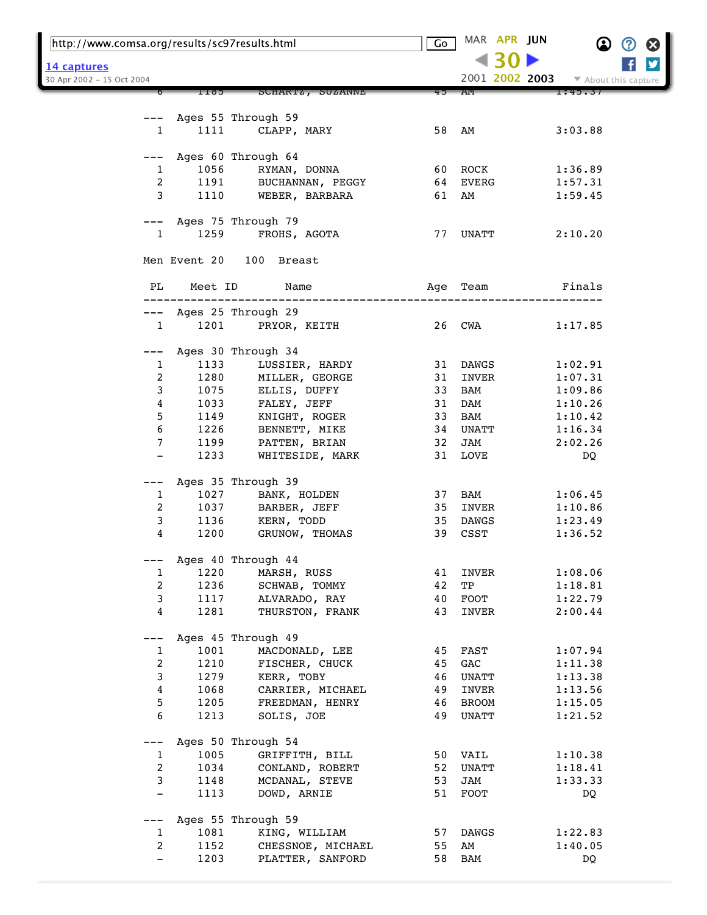| PL | Meet ID | Name | Age | Team | Finals |
|---|---|---|---|---|---|
| --- | Ages 55 Through 59 | | | | |
| 1 | 1111 | CLAPP, MARY | 58 | AM | 3:03.88 |
| --- | Ages 60 Through 64 | | | | |
| 1 | 1056 | RYMAN, DONNA | 60 | ROCK | 1:36.89 |
| 2 | 1191 | BUCHANNAN, PEGGY | 64 | EVERG | 1:57.31 |
| 3 | 1110 | WEBER, BARBARA | 61 | AM | 1:59.45 |
| --- | Ages 75 Through 79 | | | | |
| 1 | 1259 | FROHS, AGOTA | 77 | UNATT | 2:10.20 |

Men Event 20 100 Breast

| PL | Meet ID | Name | Age | Team | Finals |
|---|---|---|---|---|---|
| --- | Ages 25 Through 29 | | | | |
| 1 | 1201 | PRYOR, KEITH | 26 | CWA | 1:17.85 |
| --- | Ages 30 Through 34 | | | | |
| 1 | 1133 | LUSSIER, HARDY | 31 | DAWGS | 1:02.91 |
| 2 | 1280 | MILLER, GEORGE | 31 | INVER | 1:07.31 |
| 3 | 1075 | ELLIS, DUFFY | 33 | BAM | 1:09.86 |
| 4 | 1033 | FALEY, JEFF | 31 | DAM | 1:10.26 |
| 5 | 1149 | KNIGHT, ROGER | 33 | BAM | 1:10.42 |
| 6 | 1226 | BENNETT, MIKE | 34 | UNATT | 1:16.34 |
| 7 | 1199 | PATTEN, BRIAN | 32 | JAM | 2:02.26 |
| - | 1233 | WHITESIDE, MARK | 31 | LOVE | DQ |
| --- | Ages 35 Through 39 | | | | |
| 1 | 1027 | BANK, HOLDEN | 37 | BAM | 1:06.45 |
| 2 | 1037 | BARBER, JEFF | 35 | INVER | 1:10.86 |
| 3 | 1136 | KERN, TODD | 35 | DAWGS | 1:23.49 |
| 4 | 1200 | GRUNOW, THOMAS | 39 | CSST | 1:36.52 |
| --- | Ages 40 Through 44 | | | | |
| 1 | 1220 | MARSH, RUSS | 41 | INVER | 1:08.06 |
| 2 | 1236 | SCHWAB, TOMMY | 42 | TP | 1:18.81 |
| 3 | 1117 | ALVARADO, RAY | 40 | FOOT | 1:22.79 |
| 4 | 1281 | THURSTON, FRANK | 43 | INVER | 2:00.44 |
| --- | Ages 45 Through 49 | | | | |
| 1 | 1001 | MACDONALD, LEE | 45 | FAST | 1:07.94 |
| 2 | 1210 | FISCHER, CHUCK | 45 | GAC | 1:11.38 |
| 3 | 1279 | KERR, TOBY | 46 | UNATT | 1:13.38 |
| 4 | 1068 | CARRIER, MICHAEL | 49 | INVER | 1:13.56 |
| 5 | 1205 | FREEDMAN, HENRY | 46 | BROOM | 1:15.05 |
| 6 | 1213 | SOLIS, JOE | 49 | UNATT | 1:21.52 |
| --- | Ages 50 Through 54 | | | | |
| 1 | 1005 | GRIFFITH, BILL | 50 | VAIL | 1:10.38 |
| 2 | 1034 | CONLAND, ROBERT | 52 | UNATT | 1:18.41 |
| 3 | 1148 | MCDANAL, STEVE | 53 | JAM | 1:33.33 |
| - | 1113 | DOWD, ARNIE | 51 | FOOT | DQ |
| --- | Ages 55 Through 59 | | | | |
| 1 | 1081 | KING, WILLIAM | 57 | DAWGS | 1:22.83 |
| 2 | 1152 | CHESSNOE, MICHAEL | 55 | AM | 1:40.05 |
| - | 1203 | PLATTER, SANFORD | 58 | BAM | DQ |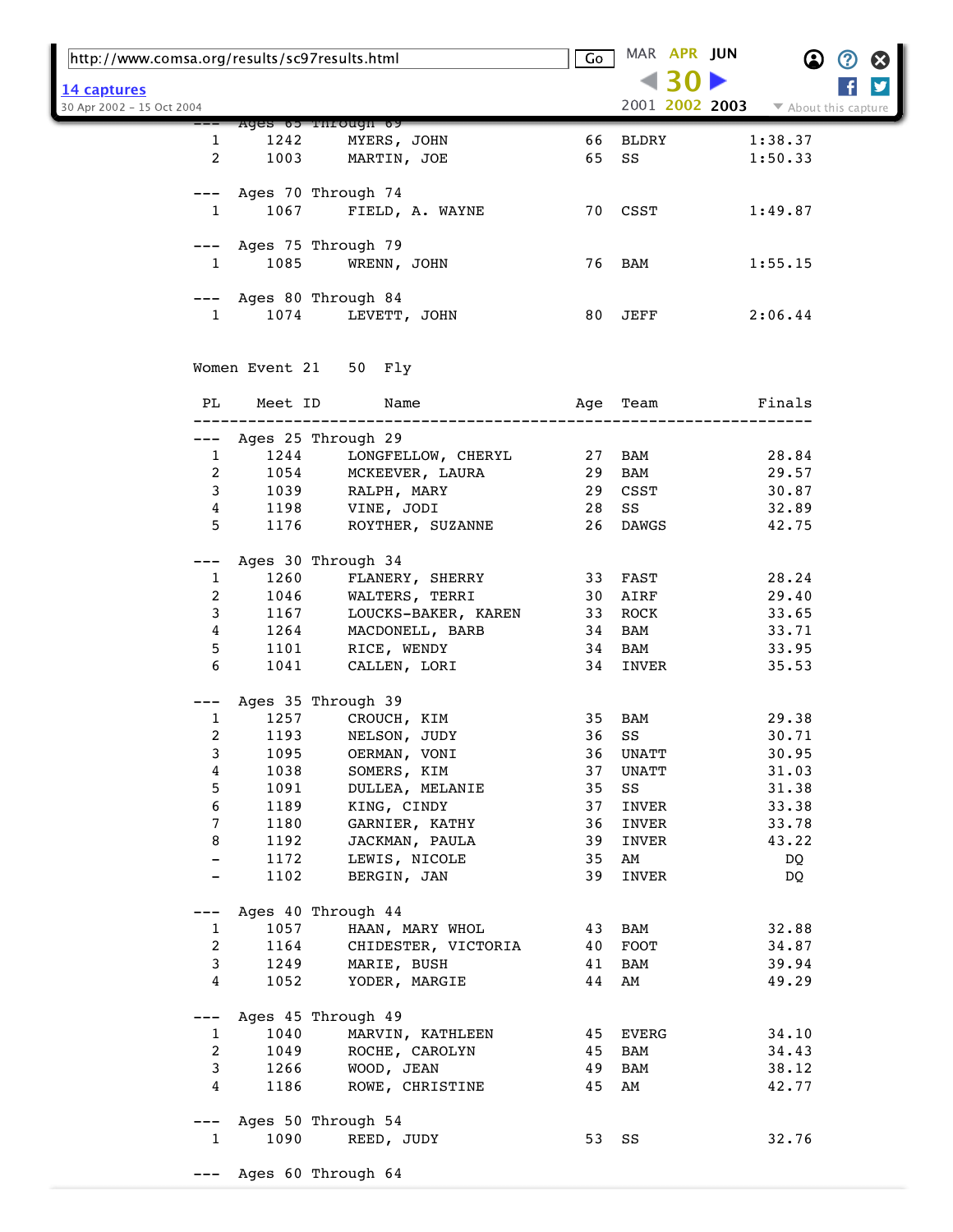| PL | Meet ID | Name | Age | Team | Finals |
|---|---|---|---|---|---|
| --- | Ages 65 Through 69 | | | | |
| 1 | 1242 | MYERS, JOHN | 66 | BLDRY | 1:38.37 |
| 2 | 1003 | MARTIN, JOE | 65 | SS | 1:50.33 |
| --- | Ages 70 Through 74 | | | | |
| 1 | 1067 | FIELD, A. WAYNE | 70 | CSST | 1:49.87 |
| --- | Ages 75 Through 79 | | | | |
| 1 | 1085 | WRENN, JOHN | 76 | BAM | 1:55.15 |
| --- | Ages 80 Through 84 | | | | |
| 1 | 1074 | LEVETT, JOHN | 80 | JEFF | 2:06.44 |

Women Event 21 50 Fly

| PL | Meet ID | Name | Age | Team | Finals |
|---|---|---|---|---|---|
| --- | Ages 25 Through 29 | | | | |
| 1 | 1244 | LONGFELLOW, CHERYL | 27 | BAM | 28.84 |
| 2 | 1054 | MCKEEVER, LAURA | 29 | BAM | 29.57 |
| 3 | 1039 | RALPH, MARY | 29 | CSST | 30.87 |
| 4 | 1198 | VINE, JODI | 28 | SS | 32.89 |
| 5 | 1176 | ROYTHER, SUZANNE | 26 | DAWGS | 42.75 |
| --- | Ages 30 Through 34 | | | | |
| 1 | 1260 | FLANERY, SHERRY | 33 | FAST | 28.24 |
| 2 | 1046 | WALTERS, TERRI | 30 | AIRF | 29.40 |
| 3 | 1167 | LOUCKS-BAKER, KAREN | 33 | ROCK | 33.65 |
| 4 | 1264 | MACDONELL, BARB | 34 | BAM | 33.71 |
| 5 | 1101 | RICE, WENDY | 34 | BAM | 33.95 |
| 6 | 1041 | CALLEN, LORI | 34 | INVER | 35.53 |
| --- | Ages 35 Through 39 | | | | |
| 1 | 1257 | CROUCH, KIM | 35 | BAM | 29.38 |
| 2 | 1193 | NELSON, JUDY | 36 | SS | 30.71 |
| 3 | 1095 | OERMAN, VONI | 36 | UNATT | 30.95 |
| 4 | 1038 | SOMERS, KIM | 37 | UNATT | 31.03 |
| 5 | 1091 | DULLEA, MELANIE | 35 | SS | 31.38 |
| 6 | 1189 | KING, CINDY | 37 | INVER | 33.38 |
| 7 | 1180 | GARNIER, KATHY | 36 | INVER | 33.78 |
| 8 | 1192 | JACKMAN, PAULA | 39 | INVER | 43.22 |
| - | 1172 | LEWIS, NICOLE | 35 | AM | DQ |
| - | 1102 | BERGIN, JAN | 39 | INVER | DQ |
| --- | Ages 40 Through 44 | | | | |
| 1 | 1057 | HAAN, MARY WHOL | 43 | BAM | 32.88 |
| 2 | 1164 | CHIDESTER, VICTORIA | 40 | FOOT | 34.87 |
| 3 | 1249 | MARIE, BUSH | 41 | BAM | 39.94 |
| 4 | 1052 | YODER, MARGIE | 44 | AM | 49.29 |
| --- | Ages 45 Through 49 | | | | |
| 1 | 1040 | MARVIN, KATHLEEN | 45 | EVERG | 34.10 |
| 2 | 1049 | ROCHE, CAROLYN | 45 | BAM | 34.43 |
| 3 | 1266 | WOOD, JEAN | 49 | BAM | 38.12 |
| 4 | 1186 | ROWE, CHRISTINE | 45 | AM | 42.77 |
| --- | Ages 50 Through 54 | | | | |
| 1 | 1090 | REED, JUDY | 53 | SS | 32.76 |
| --- | Ages 60 Through 64 | | | | |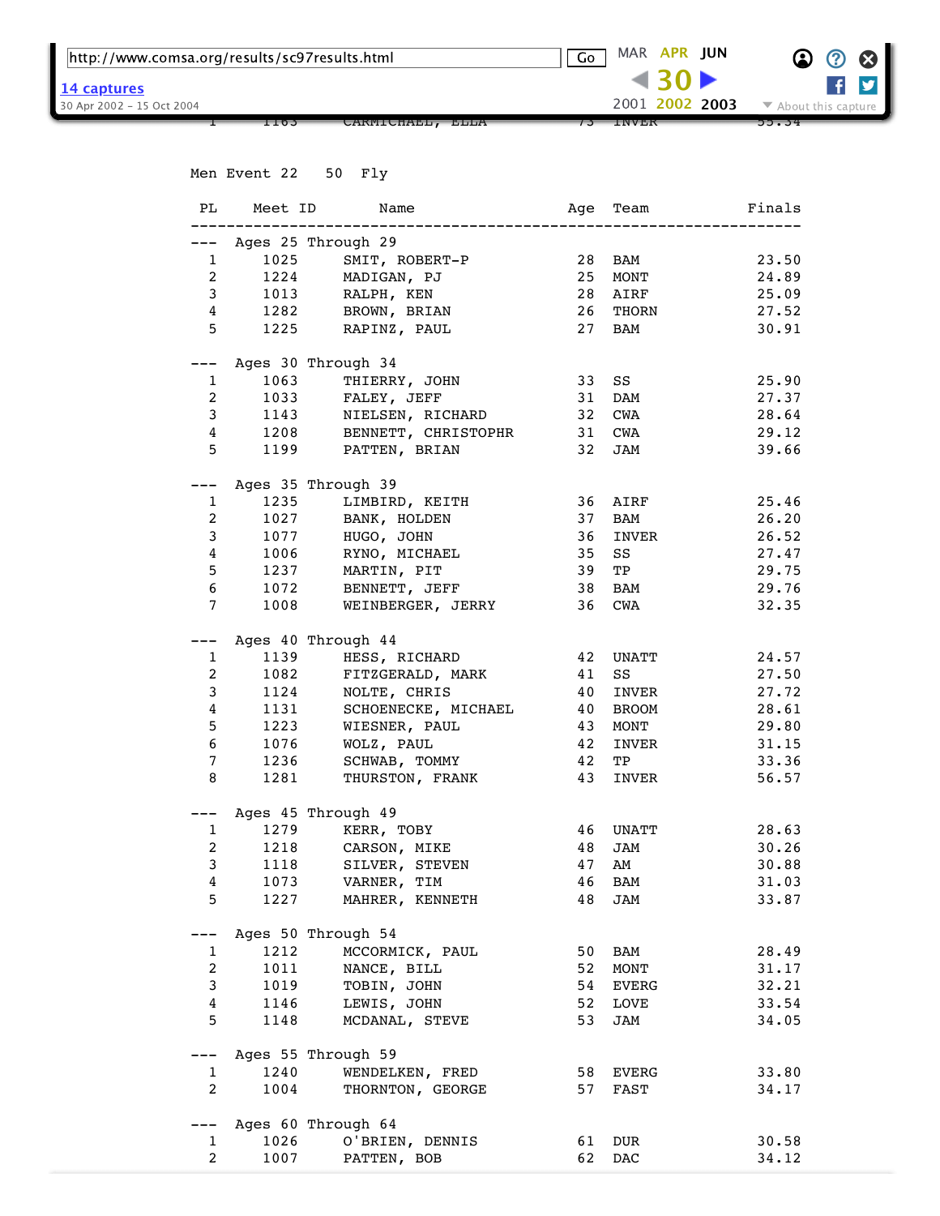Men Event 22 50 Fly

| PL | Meet ID | Name | Age | Team | Finals |
|---|---|---|---|---|---|
| --- | Ages 25 Through 29 | | | | |
| 1 | 1025 | SMIT, ROBERT-P | 28 | BAM | 23.50 |
| 2 | 1224 | MADIGAN, PJ | 25 | MONT | 24.89 |
| 3 | 1013 | RALPH, KEN | 28 | AIRF | 25.09 |
| 4 | 1282 | BROWN, BRIAN | 26 | THORN | 27.52 |
| 5 | 1225 | RAPINZ, PAUL | 27 | BAM | 30.91 |
| --- | Ages 30 Through 34 | | | | |
| 1 | 1063 | THIERRY, JOHN | 33 | SS | 25.90 |
| 2 | 1033 | FALEY, JEFF | 31 | DAM | 27.37 |
| 3 | 1143 | NIELSEN, RICHARD | 32 | CWA | 28.64 |
| 4 | 1208 | BENNETT, CHRISTOPHR | 31 | CWA | 29.12 |
| 5 | 1199 | PATTEN, BRIAN | 32 | JAM | 39.66 |
| --- | Ages 35 Through 39 | | | | |
| 1 | 1235 | LIMBIRD, KEITH | 36 | AIRF | 25.46 |
| 2 | 1027 | BANK, HOLDEN | 37 | BAM | 26.20 |
| 3 | 1077 | HUGO, JOHN | 36 | INVER | 26.52 |
| 4 | 1006 | RYNO, MICHAEL | 35 | SS | 27.47 |
| 5 | 1237 | MARTIN, PIT | 39 | TP | 29.75 |
| 6 | 1072 | BENNETT, JEFF | 38 | BAM | 29.76 |
| 7 | 1008 | WEINBERGER, JERRY | 36 | CWA | 32.35 |
| --- | Ages 40 Through 44 | | | | |
| 1 | 1139 | HESS, RICHARD | 42 | UNATT | 24.57 |
| 2 | 1082 | FITZGERALD, MARK | 41 | SS | 27.50 |
| 3 | 1124 | NOLTE, CHRIS | 40 | INVER | 27.72 |
| 4 | 1131 | SCHOENECKE, MICHAEL | 40 | BROOM | 28.61 |
| 5 | 1223 | WIESNER, PAUL | 43 | MONT | 29.80 |
| 6 | 1076 | WOLZ, PAUL | 42 | INVER | 31.15 |
| 7 | 1236 | SCHWAB, TOMMY | 42 | TP | 33.36 |
| 8 | 1281 | THURSTON, FRANK | 43 | INVER | 56.57 |
| --- | Ages 45 Through 49 | | | | |
| 1 | 1279 | KERR, TOBY | 46 | UNATT | 28.63 |
| 2 | 1218 | CARSON, MIKE | 48 | JAM | 30.26 |
| 3 | 1118 | SILVER, STEVEN | 47 | AM | 30.88 |
| 4 | 1073 | VARNER, TIM | 46 | BAM | 31.03 |
| 5 | 1227 | MAHRER, KENNETH | 48 | JAM | 33.87 |
| --- | Ages 50 Through 54 | | | | |
| 1 | 1212 | MCCORMICK, PAUL | 50 | BAM | 28.49 |
| 2 | 1011 | NANCE, BILL | 52 | MONT | 31.17 |
| 3 | 1019 | TOBIN, JOHN | 54 | EVERG | 32.21 |
| 4 | 1146 | LEWIS, JOHN | 52 | LOVE | 33.54 |
| 5 | 1148 | MCDANAL, STEVE | 53 | JAM | 34.05 |
| --- | Ages 55 Through 59 | | | | |
| 1 | 1240 | WENDELKEN, FRED | 58 | EVERG | 33.80 |
| 2 | 1004 | THORNTON, GEORGE | 57 | FAST | 34.17 |
| --- | Ages 60 Through 64 | | | | |
| 1 | 1026 | O'BRIEN, DENNIS | 61 | DUR | 30.58 |
| 2 | 1007 | PATTEN, BOB | 62 | DAC | 34.12 |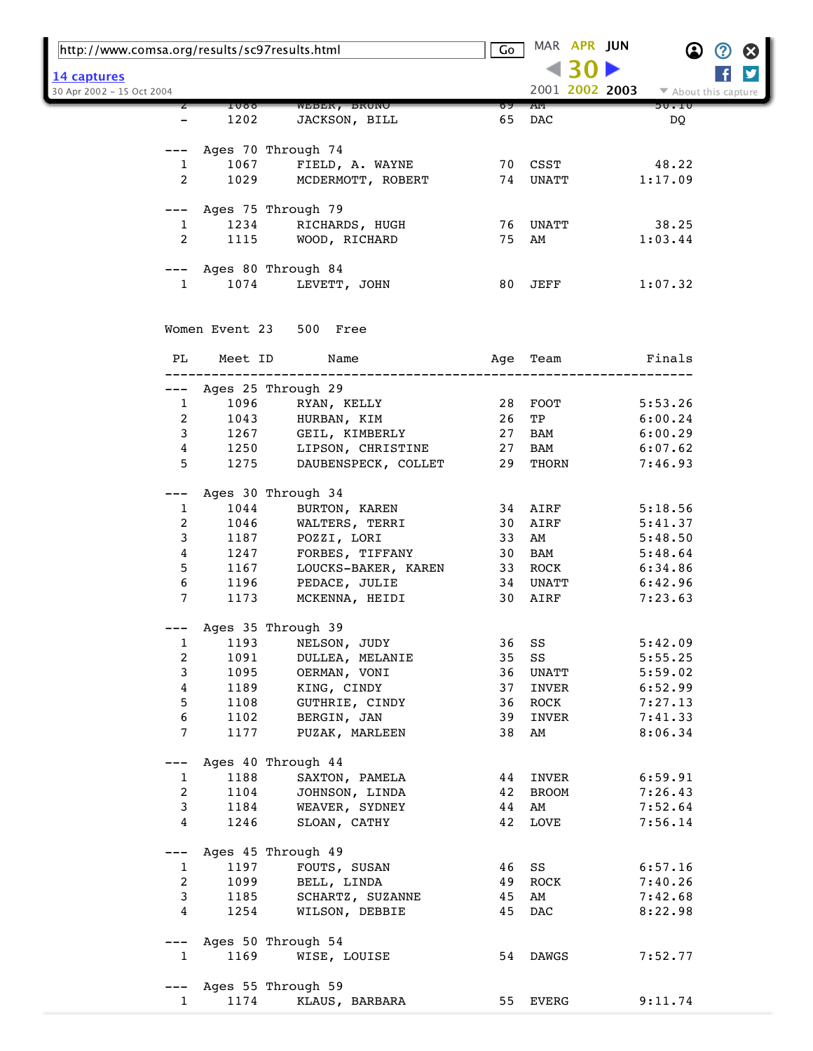| PL | Meet ID | Name | Age | Team | Finals |
|---|---|---|---|---|---|
| 2 | 1088 | WEBER, BRUNO | 69 | AM | 50.10 |
| – | 1202 | JACKSON, BILL | 65 | DAC | DQ |
| --- Ages 70 Through 74 | | | | | |
| 1 | 1067 | FIELD, A. WAYNE | 70 | CSST | 48.22 |
| 2 | 1029 | MCDERMOTT, ROBERT | 74 | UNATT | 1:17.09 |
| --- Ages 75 Through 79 | | | | | |
| 1 | 1234 | RICHARDS, HUGH | 76 | UNATT | 38.25 |
| 2 | 1115 | WOOD, RICHARD | 75 | AM | 1:03.44 |
| --- Ages 80 Through 84 | | | | | |
| 1 | 1074 | LEVETT, JOHN | 80 | JEFF | 1:07.32 |

Women Event 23  500  Free

| PL | Meet ID | Name | Age | Team | Finals |
|---|---|---|---|---|---|
| --- Ages 25 Through 29 | | | | | |
| 1 | 1096 | RYAN, KELLY | 28 | FOOT | 5:53.26 |
| 2 | 1043 | HURBAN, KIM | 26 | TP | 6:00.24 |
| 3 | 1267 | GEIL, KIMBERLY | 27 | BAM | 6:00.29 |
| 4 | 1250 | LIPSON, CHRISTINE | 27 | BAM | 6:07.62 |
| 5 | 1275 | DAUBENSPECK, COLLET | 29 | THORN | 7:46.93 |
| --- Ages 30 Through 34 | | | | | |
| 1 | 1044 | BURTON, KAREN | 34 | AIRF | 5:18.56 |
| 2 | 1046 | WALTERS, TERRI | 30 | AIRF | 5:41.37 |
| 3 | 1187 | POZZI, LORI | 33 | AM | 5:48.50 |
| 4 | 1247 | FORBES, TIFFANY | 30 | BAM | 5:48.64 |
| 5 | 1167 | LOUCKS-BAKER, KAREN | 33 | ROCK | 6:34.86 |
| 6 | 1196 | PEDACE, JULIE | 34 | UNATT | 6:42.96 |
| 7 | 1173 | MCKENNA, HEIDI | 30 | AIRF | 7:23.63 |
| --- Ages 35 Through 39 | | | | | |
| 1 | 1193 | NELSON, JUDY | 36 | SS | 5:42.09 |
| 2 | 1091 | DULLEA, MELANIE | 35 | SS | 5:55.25 |
| 3 | 1095 | OERMAN, VONI | 36 | UNATT | 5:59.02 |
| 4 | 1189 | KING, CINDY | 37 | INVER | 6:52.99 |
| 5 | 1108 | GUTHRIE, CINDY | 36 | ROCK | 7:27.13 |
| 6 | 1102 | BERGIN, JAN | 39 | INVER | 7:41.33 |
| 7 | 1177 | PUZAK, MARLEEN | 38 | AM | 8:06.34 |
| --- Ages 40 Through 44 | | | | | |
| 1 | 1188 | SAXTON, PAMELA | 44 | INVER | 6:59.91 |
| 2 | 1104 | JOHNSON, LINDA | 42 | BROOM | 7:26.43 |
| 3 | 1184 | WEAVER, SYDNEY | 44 | AM | 7:52.64 |
| 4 | 1246 | SLOAN, CATHY | 42 | LOVE | 7:56.14 |
| --- Ages 45 Through 49 | | | | | |
| 1 | 1197 | FOUTS, SUSAN | 46 | SS | 6:57.16 |
| 2 | 1099 | BELL, LINDA | 49 | ROCK | 7:40.26 |
| 3 | 1185 | SCHARTZ, SUZANNE | 45 | AM | 7:42.68 |
| 4 | 1254 | WILSON, DEBBIE | 45 | DAC | 8:22.98 |
| --- Ages 50 Through 54 | | | | | |
| 1 | 1169 | WISE, LOUISE | 54 | DAWGS | 7:52.77 |
| --- Ages 55 Through 59 | | | | | |
| 1 | 1174 | KLAUS, BARBARA | 55 | EVERG | 9:11.74 |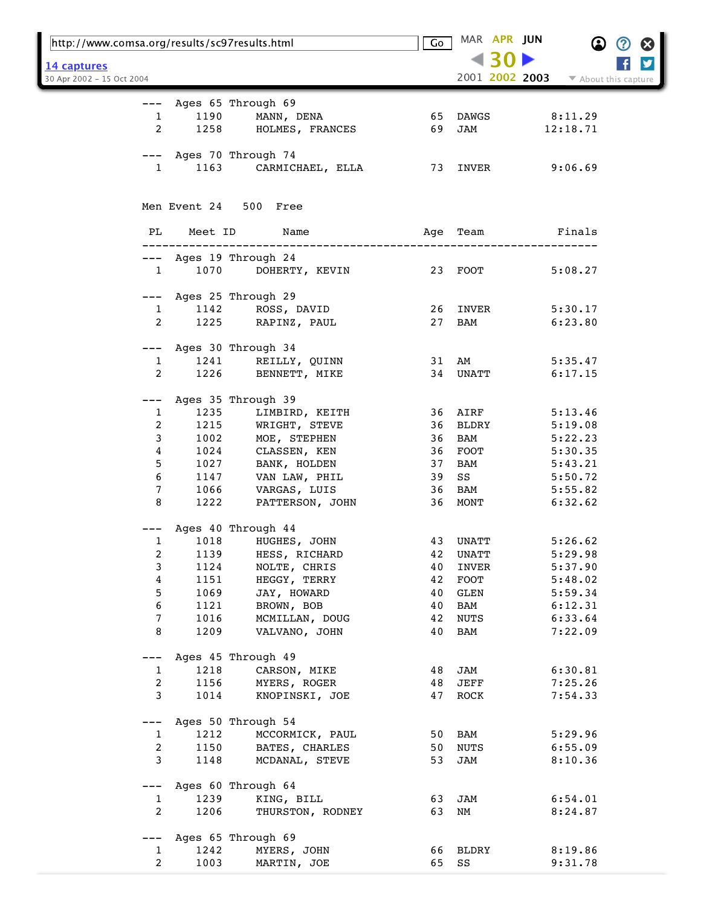--- Ages 65 Through 69

| PL | Meet ID | Name | Age | Team | Finals |
|---|---|---|---|---|---|
| 1 | 1190 | MANN, DENA | 65 | DAWGS | 8:11.29 |
| 2 | 1258 | HOLMES, FRANCES | 69 | JAM | 12:18.71 |

--- Ages 70 Through 74

| PL | Meet ID | Name | Age | Team | Finals |
|---|---|---|---|---|---|
| 1 | 1163 | CARMICHAEL, ELLA | 73 | INVER | 9:06.69 |

## Men Event 24 500 Free

--- Ages 19 Through 24

| PL | Meet ID | Name | Age | Team | Finals |
|---|---|---|---|---|---|
| 1 | 1070 | DOHERTY, KEVIN | 23 | FOOT | 5:08.27 |

--- Ages 25 Through 29

| PL | Meet ID | Name | Age | Team | Finals |
|---|---|---|---|---|---|
| 1 | 1142 | ROSS, DAVID | 26 | INVER | 5:30.17 |
| 2 | 1225 | RAPINZ, PAUL | 27 | BAM | 6:23.80 |

--- Ages 30 Through 34

| PL | Meet ID | Name | Age | Team | Finals |
|---|---|---|---|---|---|
| 1 | 1241 | REILLY, QUINN | 31 | AM | 5:35.47 |
| 2 | 1226 | BENNETT, MIKE | 34 | UNATT | 6:17.15 |

--- Ages 35 Through 39

| PL | Meet ID | Name | Age | Team | Finals |
|---|---|---|---|---|---|
| 1 | 1235 | LIMBIRD, KEITH | 36 | AIRF | 5:13.46 |
| 2 | 1215 | WRIGHT, STEVE | 36 | BLDRY | 5:19.08 |
| 3 | 1002 | MOE, STEPHEN | 36 | BAM | 5:22.23 |
| 4 | 1024 | CLASSEN, KEN | 36 | FOOT | 5:30.35 |
| 5 | 1027 | BANK, HOLDEN | 37 | BAM | 5:43.21 |
| 6 | 1147 | VAN LAW, PHIL | 39 | SS | 5:50.72 |
| 7 | 1066 | VARGAS, LUIS | 36 | BAM | 5:55.82 |
| 8 | 1222 | PATTERSON, JOHN | 36 | MONT | 6:32.62 |

--- Ages 40 Through 44

| PL | Meet ID | Name | Age | Team | Finals |
|---|---|---|---|---|---|
| 1 | 1018 | HUGHES, JOHN | 43 | UNATT | 5:26.62 |
| 2 | 1139 | HESS, RICHARD | 42 | UNATT | 5:29.98 |
| 3 | 1124 | NOLTE, CHRIS | 40 | INVER | 5:37.90 |
| 4 | 1151 | HEGGY, TERRY | 42 | FOOT | 5:48.02 |
| 5 | 1069 | JAY, HOWARD | 40 | GLEN | 5:59.34 |
| 6 | 1121 | BROWN, BOB | 40 | BAM | 6:12.31 |
| 7 | 1016 | MCMILLAN, DOUG | 42 | NUTS | 6:33.64 |
| 8 | 1209 | VALVANO, JOHN | 40 | BAM | 7:22.09 |

--- Ages 45 Through 49

| PL | Meet ID | Name | Age | Team | Finals |
|---|---|---|---|---|---|
| 1 | 1218 | CARSON, MIKE | 48 | JAM | 6:30.81 |
| 2 | 1156 | MYERS, ROGER | 48 | JEFF | 7:25.26 |
| 3 | 1014 | KNOPINSKI, JOE | 47 | ROCK | 7:54.33 |

--- Ages 50 Through 54

| PL | Meet ID | Name | Age | Team | Finals |
|---|---|---|---|---|---|
| 1 | 1212 | MCCORMICK, PAUL | 50 | BAM | 5:29.96 |
| 2 | 1150 | BATES, CHARLES | 50 | NUTS | 6:55.09 |
| 3 | 1148 | MCDANAL, STEVE | 53 | JAM | 8:10.36 |

--- Ages 60 Through 64

| PL | Meet ID | Name | Age | Team | Finals |
|---|---|---|---|---|---|
| 1 | 1239 | KING, BILL | 63 | JAM | 6:54.01 |
| 2 | 1206 | THURSTON, RODNEY | 63 | NM | 8:24.87 |

--- Ages 65 Through 69

| PL | Meet ID | Name | Age | Team | Finals |
|---|---|---|---|---|---|
| 1 | 1242 | MYERS, JOHN | 66 | BLDRY | 8:19.86 |
| 2 | 1003 | MARTIN, JOE | 65 | SS | 9:31.78 |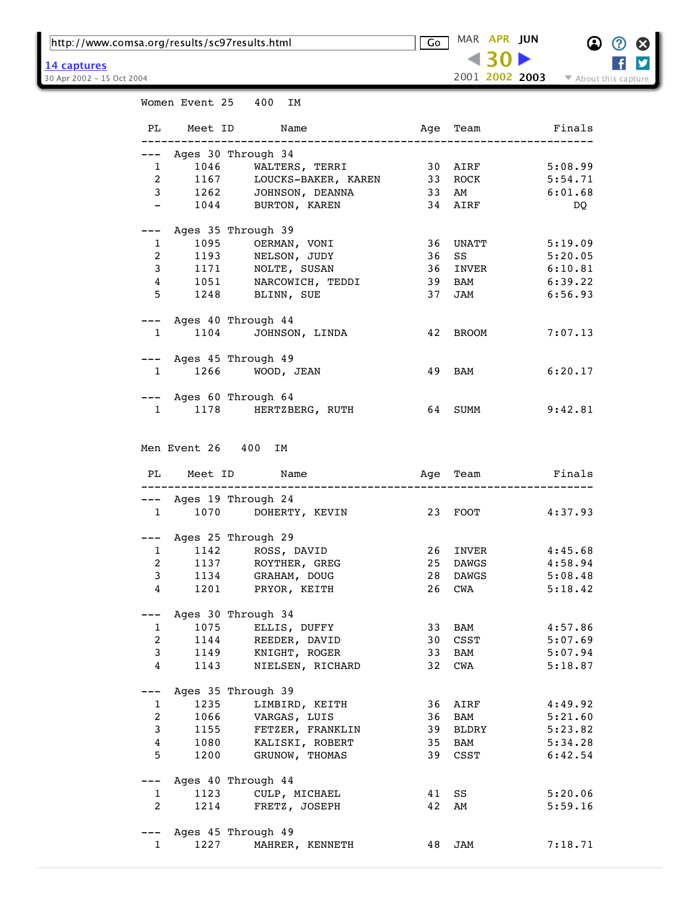Women Event 25   400  IM

| PL | Meet ID | Name | Age | Team | Finals |
|---|---|---|---|---|---|
| --- | Ages 30 Through 34 | | | | |
| 1 | 1046 | WALTERS, TERRI | 30 | AIRF | 5:08.99 |
| 2 | 1167 | LOUCKS-BAKER, KAREN | 33 | ROCK | 5:54.71 |
| 3 | 1262 | JOHNSON, DEANNA | 33 | AM | 6:01.68 |
| - | 1044 | BURTON, KAREN | 34 | AIRF | DQ |
| --- | Ages 35 Through 39 | | | | |
| 1 | 1095 | OERMAN, VONI | 36 | UNATT | 5:19.09 |
| 2 | 1193 | NELSON, JUDY | 36 | SS | 5:20.05 |
| 3 | 1171 | NOLTE, SUSAN | 36 | INVER | 6:10.81 |
| 4 | 1051 | NARCOWICH, TEDDI | 39 | BAM | 6:39.22 |
| 5 | 1248 | BLINN, SUE | 37 | JAM | 6:56.93 |
| --- | Ages 40 Through 44 | | | | |
| 1 | 1104 | JOHNSON, LINDA | 42 | BROOM | 7:07.13 |
| --- | Ages 45 Through 49 | | | | |
| 1 | 1266 | WOOD, JEAN | 49 | BAM | 6:20.17 |
| --- | Ages 60 Through 64 | | | | |
| 1 | 1178 | HERTZBERG, RUTH | 64 | SUMM | 9:42.81 |

Men Event 26   400  IM

| PL | Meet ID | Name | Age | Team | Finals |
|---|---|---|---|---|---|
| --- | Ages 19 Through 24 | | | | |
| 1 | 1070 | DOHERTY, KEVIN | 23 | FOOT | 4:37.93 |
| --- | Ages 25 Through 29 | | | | |
| 1 | 1142 | ROSS, DAVID | 26 | INVER | 4:45.68 |
| 2 | 1137 | ROYTHER, GREG | 25 | DAWGS | 4:58.94 |
| 3 | 1134 | GRAHAM, DOUG | 28 | DAWGS | 5:08.48 |
| 4 | 1201 | PRYOR, KEITH | 26 | CWA | 5:18.42 |
| --- | Ages 30 Through 34 | | | | |
| 1 | 1075 | ELLIS, DUFFY | 33 | BAM | 4:57.86 |
| 2 | 1144 | REEDER, DAVID | 30 | CSST | 5:07.69 |
| 3 | 1149 | KNIGHT, ROGER | 33 | BAM | 5:07.94 |
| 4 | 1143 | NIELSEN, RICHARD | 32 | CWA | 5:18.87 |
| --- | Ages 35 Through 39 | | | | |
| 1 | 1235 | LIMBIRD, KEITH | 36 | AIRF | 4:49.92 |
| 2 | 1066 | VARGAS, LUIS | 36 | BAM | 5:21.60 |
| 3 | 1155 | FETZER, FRANKLIN | 39 | BLDRY | 5:23.82 |
| 4 | 1080 | KALISKI, ROBERT | 35 | BAM | 5:34.28 |
| 5 | 1200 | GRUNOW, THOMAS | 39 | CSST | 6:42.54 |
| --- | Ages 40 Through 44 | | | | |
| 1 | 1123 | CULP, MICHAEL | 41 | SS | 5:20.06 |
| 2 | 1214 | FRETZ, JOSEPH | 42 | AM | 5:59.16 |
| --- | Ages 45 Through 49 | | | | |
| 1 | 1227 | MAHRER, KENNETH | 48 | JAM | 7:18.71 |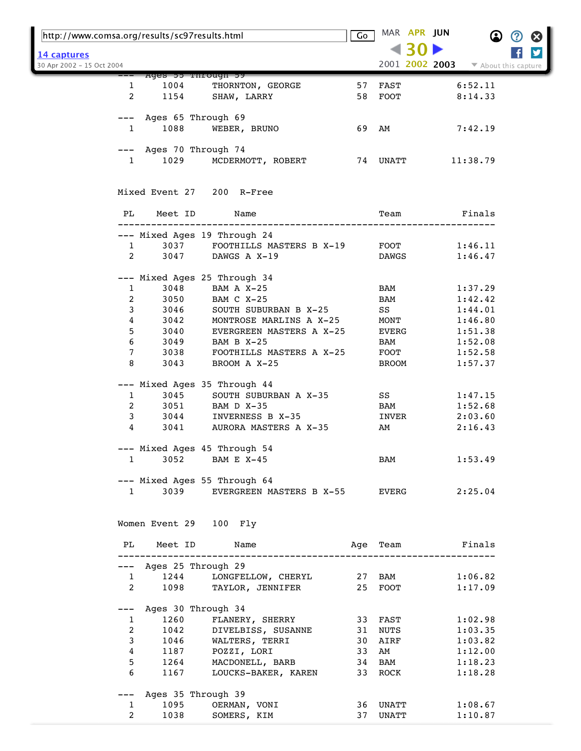--- Ages 55 Through 59

| PL | Meet ID | Name | Age | Team | Finals |
|---|---|---|---|---|---|
| 1 | 1004 | THORNTON, GEORGE | 57 | FAST | 6:52.11 |
| 2 | 1154 | SHAW, LARRY | 58 | FOOT | 8:14.33 |

--- Ages 65 Through 69

| PL | Meet ID | Name | Age | Team | Finals |
|---|---|---|---|---|---|
| 1 | 1088 | WEBER, BRUNO | 69 | AM | 7:42.19 |

--- Ages 70 Through 74

| PL | Meet ID | Name | Age | Team | Finals |
|---|---|---|---|---|---|
| 1 | 1029 | MCDERMOTT, ROBERT | 74 | UNATT | 11:38.79 |

Mixed Event 27   200   R-Free

--- Mixed Ages 19 Through 24

| PL | Meet ID | Name | Team | Finals |
|---|---|---|---|---|
| 1 | 3037 | FOOTHILLS MASTERS B X-19 | FOOT | 1:46.11 |
| 2 | 3047 | DAWGS A X-19 | DAWGS | 1:46.47 |

--- Mixed Ages 25 Through 34

| PL | Meet ID | Name | Team | Finals |
|---|---|---|---|---|
| 1 | 3048 | BAM A X-25 | BAM | 1:37.29 |
| 2 | 3050 | BAM C X-25 | BAM | 1:42.42 |
| 3 | 3046 | SOUTH SUBURBAN B X-25 | SS | 1:44.01 |
| 4 | 3042 | MONTROSE MARLINS A X-25 | MONT | 1:46.80 |
| 5 | 3040 | EVERGREEN MASTERS A X-25 | EVERG | 1:51.38 |
| 6 | 3049 | BAM B X-25 | BAM | 1:52.08 |
| 7 | 3038 | FOOTHILLS MASTERS A X-25 | FOOT | 1:52.58 |
| 8 | 3043 | BROOM A X-25 | BROOM | 1:57.37 |

--- Mixed Ages 35 Through 44

| PL | Meet ID | Name | Team | Finals |
|---|---|---|---|---|
| 1 | 3045 | SOUTH SUBURBAN A X-35 | SS | 1:47.15 |
| 2 | 3051 | BAM D X-35 | BAM | 1:52.68 |
| 3 | 3044 | INVERNESS B X-35 | INVER | 2:03.60 |
| 4 | 3041 | AURORA MASTERS A X-35 | AM | 2:16.43 |

--- Mixed Ages 45 Through 54

| PL | Meet ID | Name | Team | Finals |
|---|---|---|---|---|
| 1 | 3052 | BAM E X-45 | BAM | 1:53.49 |

--- Mixed Ages 55 Through 64

| PL | Meet ID | Name | Team | Finals |
|---|---|---|---|---|
| 1 | 3039 | EVERGREEN MASTERS B X-55 | EVERG | 2:25.04 |

Women Event 29   100   Fly

--- Ages 25 Through 29

| PL | Meet ID | Name | Age | Team | Finals |
|---|---|---|---|---|---|
| 1 | 1244 | LONGFELLOW, CHERYL | 27 | BAM | 1:06.82 |
| 2 | 1098 | TAYLOR, JENNIFER | 25 | FOOT | 1:17.09 |

--- Ages 30 Through 34

| PL | Meet ID | Name | Age | Team | Finals |
|---|---|---|---|---|---|
| 1 | 1260 | FLANERY, SHERRY | 33 | FAST | 1:02.98 |
| 2 | 1042 | DIVELBISS, SUSANNE | 31 | NUTS | 1:03.35 |
| 3 | 1046 | WALTERS, TERRI | 30 | AIRF | 1:03.82 |
| 4 | 1187 | POZZI, LORI | 33 | AM | 1:12.00 |
| 5 | 1264 | MACDONELL, BARB | 34 | BAM | 1:18.23 |
| 6 | 1167 | LOUCKS-BAKER, KAREN | 33 | ROCK | 1:18.28 |

--- Ages 35 Through 39

| PL | Meet ID | Name | Age | Team | Finals |
|---|---|---|---|---|---|
| 1 | 1095 | OERMAN, VONI | 36 | UNATT | 1:08.67 |
| 2 | 1038 | SOMERS, KIM | 37 | UNATT | 1:10.87 |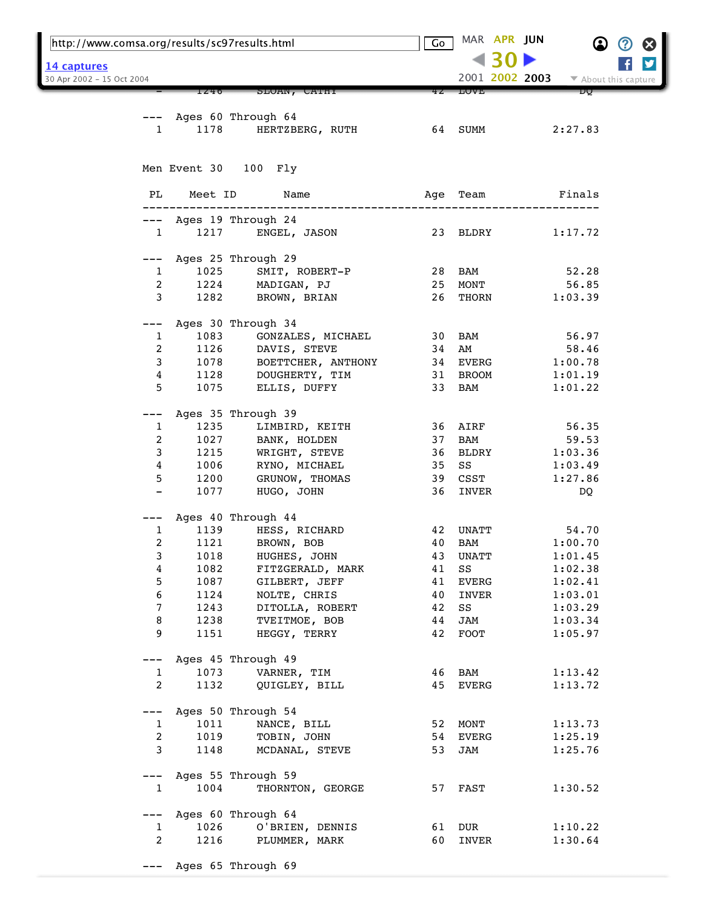| PL | Meet ID | Name | Age | Team | Finals |
|---|---|---|---|---|---|
| --- | Ages 60 Through 64 | | | | |
| 1 | 1178 | HERTZBERG, RUTH | 64 | SUMM | 2:27.83 |

Men Event 30 100 Fly

| PL | Meet ID | Name | Age | Team | Finals |
|---|---|---|---|---|---|
| --- | Ages 19 Through 24 | | | | |
| 1 | 1217 | ENGEL, JASON | 23 | BLDRY | 1:17.72 |
| --- | Ages 25 Through 29 | | | | |
| 1 | 1025 | SMIT, ROBERT-P | 28 | BAM | 52.28 |
| 2 | 1224 | MADIGAN, PJ | 25 | MONT | 56.85 |
| 3 | 1282 | BROWN, BRIAN | 26 | THORN | 1:03.39 |
| --- | Ages 30 Through 34 | | | | |
| 1 | 1083 | GONZALES, MICHAEL | 30 | BAM | 56.97 |
| 2 | 1126 | DAVIS, STEVE | 34 | AM | 58.46 |
| 3 | 1078 | BOETTCHER, ANTHONY | 34 | EVERG | 1:00.78 |
| 4 | 1128 | DOUGHERTY, TIM | 31 | BROOM | 1:01.19 |
| 5 | 1075 | ELLIS, DUFFY | 33 | BAM | 1:01.22 |
| --- | Ages 35 Through 39 | | | | |
| 1 | 1235 | LIMBIRD, KEITH | 36 | AIRF | 56.35 |
| 2 | 1027 | BANK, HOLDEN | 37 | BAM | 59.53 |
| 3 | 1215 | WRIGHT, STEVE | 36 | BLDRY | 1:03.36 |
| 4 | 1006 | RYNO, MICHAEL | 35 | SS | 1:03.49 |
| 5 | 1200 | GRUNOW, THOMAS | 39 | CSST | 1:27.86 |
| - | 1077 | HUGO, JOHN | 36 | INVER | DQ |
| --- | Ages 40 Through 44 | | | | |
| 1 | 1139 | HESS, RICHARD | 42 | UNATT | 54.70 |
| 2 | 1121 | BROWN, BOB | 40 | BAM | 1:00.70 |
| 3 | 1018 | HUGHES, JOHN | 43 | UNATT | 1:01.45 |
| 4 | 1082 | FITZGERALD, MARK | 41 | SS | 1:02.38 |
| 5 | 1087 | GILBERT, JEFF | 41 | EVERG | 1:02.41 |
| 6 | 1124 | NOLTE, CHRIS | 40 | INVER | 1:03.01 |
| 7 | 1243 | DITOLLA, ROBERT | 42 | SS | 1:03.29 |
| 8 | 1238 | TVEITMOE, BOB | 44 | JAM | 1:03.34 |
| 9 | 1151 | HEGGY, TERRY | 42 | FOOT | 1:05.97 |
| --- | Ages 45 Through 49 | | | | |
| 1 | 1073 | VARNER, TIM | 46 | BAM | 1:13.42 |
| 2 | 1132 | QUIGLEY, BILL | 45 | EVERG | 1:13.72 |
| --- | Ages 50 Through 54 | | | | |
| 1 | 1011 | NANCE, BILL | 52 | MONT | 1:13.73 |
| 2 | 1019 | TOBIN, JOHN | 54 | EVERG | 1:25.19 |
| 3 | 1148 | MCDANAL, STEVE | 53 | JAM | 1:25.76 |
| --- | Ages 55 Through 59 | | | | |
| 1 | 1004 | THORNTON, GEORGE | 57 | FAST | 1:30.52 |
| --- | Ages 60 Through 64 | | | | |
| 1 | 1026 | O'BRIEN, DENNIS | 61 | DUR | 1:10.22 |
| 2 | 1216 | PLUMMER, MARK | 60 | INVER | 1:30.64 |
| --- | Ages 65 Through 69 | | | | |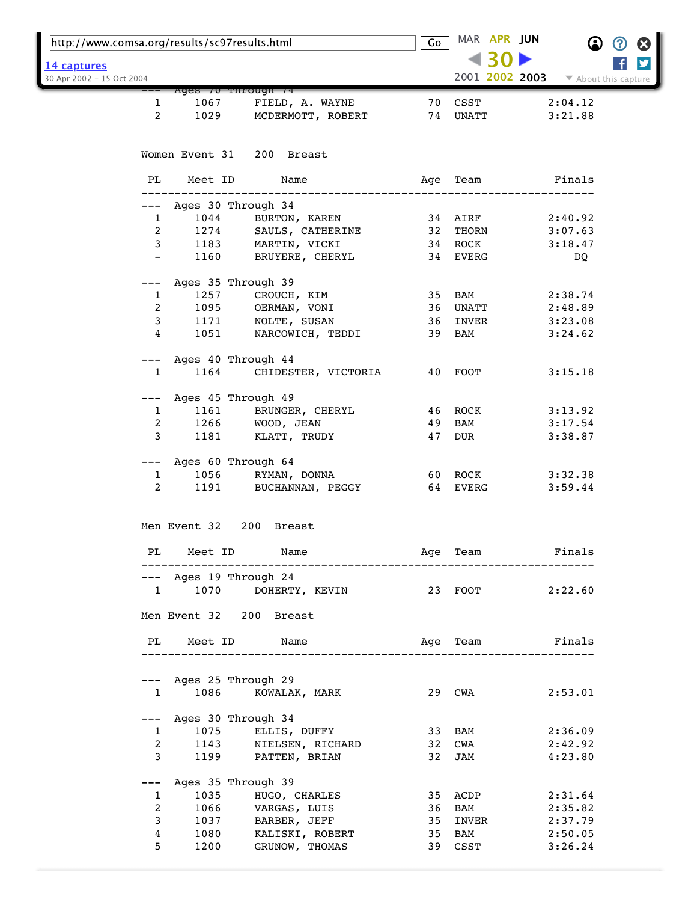--- Ages 70 Through 74

| PL | Meet ID | Name | Age | Team | Finals |
|---|---|---|---|---|---|
| 1 | 1067 | FIELD, A. WAYNE | 70 | CSST | 2:04.12 |
| 2 | 1029 | MCDERMOTT, ROBERT | 74 | UNATT | 3:21.88 |

## Women Event 31 200 Breast

| PL | Meet ID | Name | Age | Team | Finals |
|---|---|---|---|---|---|
| --- Ages 30 Through 34 | | | | | |
| 1 | 1044 | BURTON, KAREN | 34 | AIRF | 2:40.92 |
| 2 | 1274 | SAULS, CATHERINE | 32 | THORN | 3:07.63 |
| 3 | 1183 | MARTIN, VICKI | 34 | ROCK | 3:18.47 |
| - | 1160 | BRUYERE, CHERYL | 34 | EVERG | DQ |
| --- Ages 35 Through 39 | | | | | |
| 1 | 1257 | CROUCH, KIM | 35 | BAM | 2:38.74 |
| 2 | 1095 | OERMAN, VONI | 36 | UNATT | 2:48.89 |
| 3 | 1171 | NOLTE, SUSAN | 36 | INVER | 3:23.08 |
| 4 | 1051 | NARCOWICH, TEDDI | 39 | BAM | 3:24.62 |
| --- Ages 40 Through 44 | | | | | |
| 1 | 1164 | CHIDESTER, VICTORIA | 40 | FOOT | 3:15.18 |
| --- Ages 45 Through 49 | | | | | |
| 1 | 1161 | BRUNGER, CHERYL | 46 | ROCK | 3:13.92 |
| 2 | 1266 | WOOD, JEAN | 49 | BAM | 3:17.54 |
| 3 | 1181 | KLATT, TRUDY | 47 | DUR | 3:38.87 |
| --- Ages 60 Through 64 | | | | | |
| 1 | 1056 | RYMAN, DONNA | 60 | ROCK | 3:32.38 |
| 2 | 1191 | BUCHANNAN, PEGGY | 64 | EVERG | 3:59.44 |

## Men Event 32 200 Breast

| PL | Meet ID | Name | Age | Team | Finals |
|---|---|---|---|---|---|
| --- Ages 19 Through 24 | | | | | |
| 1 | 1070 | DOHERTY, KEVIN | 23 | FOOT | 2:22.60 |

## Men Event 32 200 Breast

| PL | Meet ID | Name | Age | Team | Finals |
|---|---|---|---|---|---|
| --- Ages 25 Through 29 | | | | | |
| 1 | 1086 | KOWALAK, MARK | 29 | CWA | 2:53.01 |
| --- Ages 30 Through 34 | | | | | |
| 1 | 1075 | ELLIS, DUFFY | 33 | BAM | 2:36.09 |
| 2 | 1143 | NIELSEN, RICHARD | 32 | CWA | 2:42.92 |
| 3 | 1199 | PATTEN, BRIAN | 32 | JAM | 4:23.80 |
| --- Ages 35 Through 39 | | | | | |
| 1 | 1035 | HUGO, CHARLES | 35 | ACDP | 2:31.64 |
| 2 | 1066 | VARGAS, LUIS | 36 | BAM | 2:35.82 |
| 3 | 1037 | BARBER, JEFF | 35 | INVER | 2:37.79 |
| 4 | 1080 | KALISKI, ROBERT | 35 | BAM | 2:50.05 |
| 5 | 1200 | GRUNOW, THOMAS | 39 | CSST | 3:26.24 |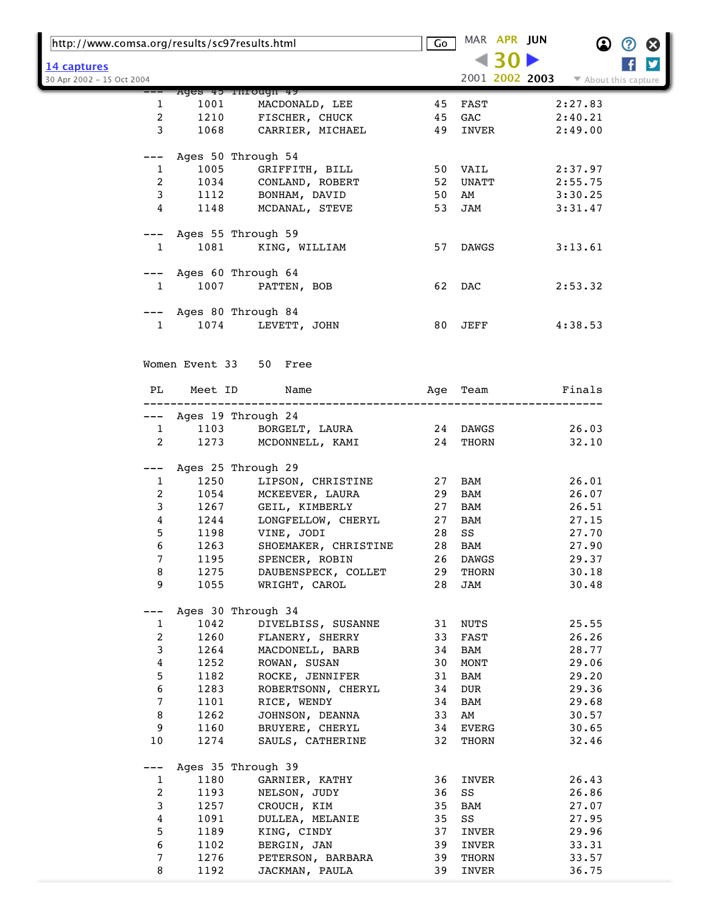--- Ages 45 Through 49

| PL | Meet ID | Name | Age | Team | Finals |
|---|---|---|---|---|---|
| 1 | 1001 | MACDONALD, LEE | 45 | FAST | 2:27.83 |
| 2 | 1210 | FISCHER, CHUCK | 45 | GAC | 2:40.21 |
| 3 | 1068 | CARRIER, MICHAEL | 49 | INVER | 2:49.00 |

--- Ages 50 Through 54

| PL | Meet ID | Name | Age | Team | Finals |
|---|---|---|---|---|---|
| 1 | 1005 | GRIFFITH, BILL | 50 | VAIL | 2:37.97 |
| 2 | 1034 | CONLAND, ROBERT | 52 | UNATT | 2:55.75 |
| 3 | 1112 | BONHAM, DAVID | 50 | AM | 3:30.25 |
| 4 | 1148 | MCDANAL, STEVE | 53 | JAM | 3:31.47 |

--- Ages 55 Through 59

| PL | Meet ID | Name | Age | Team | Finals |
|---|---|---|---|---|---|
| 1 | 1081 | KING, WILLIAM | 57 | DAWGS | 3:13.61 |

--- Ages 60 Through 64

| PL | Meet ID | Name | Age | Team | Finals |
|---|---|---|---|---|---|
| 1 | 1007 | PATTEN, BOB | 62 | DAC | 2:53.32 |

--- Ages 80 Through 84

| PL | Meet ID | Name | Age | Team | Finals |
|---|---|---|---|---|---|
| 1 | 1074 | LEVETT, JOHN | 80 | JEFF | 4:38.53 |

Women Event 33 50 Free

--- Ages 19 Through 24

| PL | Meet ID | Name | Age | Team | Finals |
|---|---|---|---|---|---|
| 1 | 1103 | BORGELT, LAURA | 24 | DAWGS | 26.03 |
| 2 | 1273 | MCDONNELL, KAMI | 24 | THORN | 32.10 |

--- Ages 25 Through 29

| PL | Meet ID | Name | Age | Team | Finals |
|---|---|---|---|---|---|
| 1 | 1250 | LIPSON, CHRISTINE | 27 | BAM | 26.01 |
| 2 | 1054 | MCKEEVER, LAURA | 29 | BAM | 26.07 |
| 3 | 1267 | GEIL, KIMBERLY | 27 | BAM | 26.51 |
| 4 | 1244 | LONGFELLOW, CHERYL | 27 | BAM | 27.15 |
| 5 | 1198 | VINE, JODI | 28 | SS | 27.70 |
| 6 | 1263 | SHOEMAKER, CHRISTINE | 28 | BAM | 27.90 |
| 7 | 1195 | SPENCER, ROBIN | 26 | DAWGS | 29.37 |
| 8 | 1275 | DAUBENSPECK, COLLET | 29 | THORN | 30.18 |
| 9 | 1055 | WRIGHT, CAROL | 28 | JAM | 30.48 |

--- Ages 30 Through 34

| PL | Meet ID | Name | Age | Team | Finals |
|---|---|---|---|---|---|
| 1 | 1042 | DIVELBISS, SUSANNE | 31 | NUTS | 25.55 |
| 2 | 1260 | FLANERY, SHERRY | 33 | FAST | 26.26 |
| 3 | 1264 | MACDONELL, BARB | 34 | BAM | 28.77 |
| 4 | 1252 | ROWAN, SUSAN | 30 | MONT | 29.06 |
| 5 | 1182 | ROCKE, JENNIFER | 31 | BAM | 29.20 |
| 6 | 1283 | ROBERTSONN, CHERYL | 34 | DUR | 29.36 |
| 7 | 1101 | RICE, WENDY | 34 | BAM | 29.68 |
| 8 | 1262 | JOHNSON, DEANNA | 33 | AM | 30.57 |
| 9 | 1160 | BRUYERE, CHERYL | 34 | EVERG | 30.65 |
| 10 | 1274 | SAULS, CATHERINE | 32 | THORN | 32.46 |

--- Ages 35 Through 39

| PL | Meet ID | Name | Age | Team | Finals |
|---|---|---|---|---|---|
| 1 | 1180 | GARNIER, KATHY | 36 | INVER | 26.43 |
| 2 | 1193 | NELSON, JUDY | 36 | SS | 26.86 |
| 3 | 1257 | CROUCH, KIM | 35 | BAM | 27.07 |
| 4 | 1091 | DULLEA, MELANIE | 35 | SS | 27.95 |
| 5 | 1189 | KING, CINDY | 37 | INVER | 29.96 |
| 6 | 1102 | BERGIN, JAN | 39 | INVER | 33.31 |
| 7 | 1276 | PETERSON, BARBARA | 39 | THORN | 33.57 |
| 8 | 1192 | JACKMAN, PAULA | 39 | INVER | 36.75 |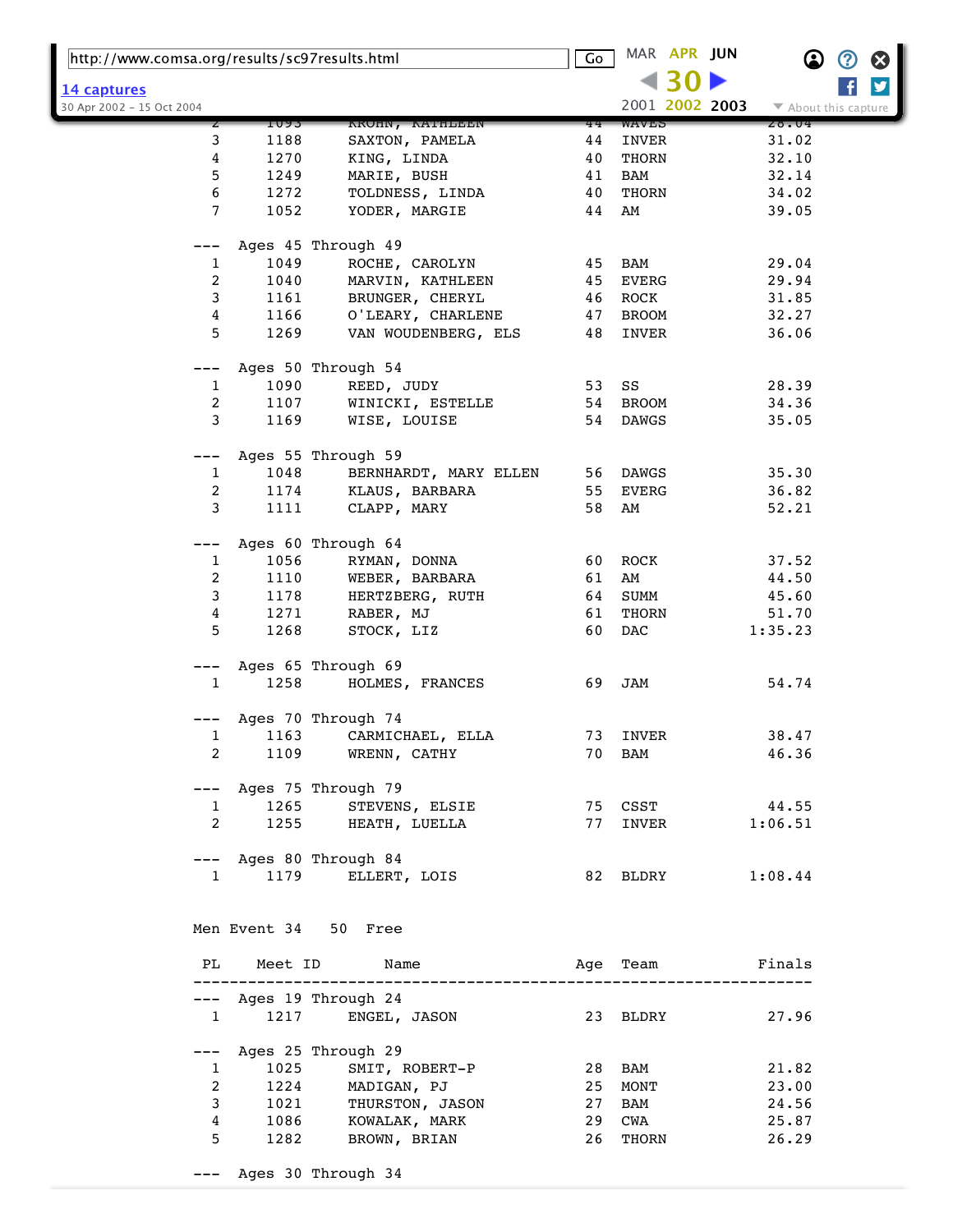| PL | Meet ID | Name | Age | Team | Finals |
|---|---|---|---|---|---|
| 2 | 1093 | KROHN, KATHLEEN | 44 | WAVES | 28.04 |
| 3 | 1188 | SAXTON, PAMELA | 44 | INVER | 31.02 |
| 4 | 1270 | KING, LINDA | 40 | THORN | 32.10 |
| 5 | 1249 | MARIE, BUSH | 41 | BAM | 32.14 |
| 6 | 1272 | TOLDNESS, LINDA | 40 | THORN | 34.02 |
| 7 | 1052 | YODER, MARGIE | 44 | AM | 39.05 |
| --- | Ages 45 Through 49 | | | | |
| 1 | 1049 | ROCHE, CAROLYN | 45 | BAM | 29.04 |
| 2 | 1040 | MARVIN, KATHLEEN | 45 | EVERG | 29.94 |
| 3 | 1161 | BRUNGER, CHERYL | 46 | ROCK | 31.85 |
| 4 | 1166 | O'LEARY, CHARLENE | 47 | BROOM | 32.27 |
| 5 | 1269 | VAN WOUDENBERG, ELS | 48 | INVER | 36.06 |
| --- | Ages 50 Through 54 | | | | |
| 1 | 1090 | REED, JUDY | 53 | SS | 28.39 |
| 2 | 1107 | WINICKI, ESTELLE | 54 | BROOM | 34.36 |
| 3 | 1169 | WISE, LOUISE | 54 | DAWGS | 35.05 |
| --- | Ages 55 Through 59 | | | | |
| 1 | 1048 | BERNHARDT, MARY ELLEN | 56 | DAWGS | 35.30 |
| 2 | 1174 | KLAUS, BARBARA | 55 | EVERG | 36.82 |
| 3 | 1111 | CLAPP, MARY | 58 | AM | 52.21 |
| --- | Ages 60 Through 64 | | | | |
| 1 | 1056 | RYMAN, DONNA | 60 | ROCK | 37.52 |
| 2 | 1110 | WEBER, BARBARA | 61 | AM | 44.50 |
| 3 | 1178 | HERTZBERG, RUTH | 64 | SUMM | 45.60 |
| 4 | 1271 | RABER, MJ | 61 | THORN | 51.70 |
| 5 | 1268 | STOCK, LIZ | 60 | DAC | 1:35.23 |
| --- | Ages 65 Through 69 | | | | |
| 1 | 1258 | HOLMES, FRANCES | 69 | JAM | 54.74 |
| --- | Ages 70 Through 74 | | | | |
| 1 | 1163 | CARMICHAEL, ELLA | 73 | INVER | 38.47 |
| 2 | 1109 | WRENN, CATHY | 70 | BAM | 46.36 |
| --- | Ages 75 Through 79 | | | | |
| 1 | 1265 | STEVENS, ELSIE | 75 | CSST | 44.55 |
| 2 | 1255 | HEATH, LUELLA | 77 | INVER | 1:06.51 |
| --- | Ages 80 Through 84 | | | | |
| 1 | 1179 | ELLERT, LOIS | 82 | BLDRY | 1:08.44 |

Men Event 34 50 Free

| PL | Meet ID | Name | Age | Team | Finals |
|---|---|---|---|---|---|
| --- | Ages 19 Through 24 | | | | |
| 1 | 1217 | ENGEL, JASON | 23 | BLDRY | 27.96 |
| --- | Ages 25 Through 29 | | | | |
| 1 | 1025 | SMIT, ROBERT-P | 28 | BAM | 21.82 |
| 2 | 1224 | MADIGAN, PJ | 25 | MONT | 23.00 |
| 3 | 1021 | THURSTON, JASON | 27 | BAM | 24.56 |
| 4 | 1086 | KOWALAK, MARK | 29 | CWA | 25.87 |
| 5 | 1282 | BROWN, BRIAN | 26 | THORN | 26.29 |
| --- | Ages 30 Through 34 | | | | |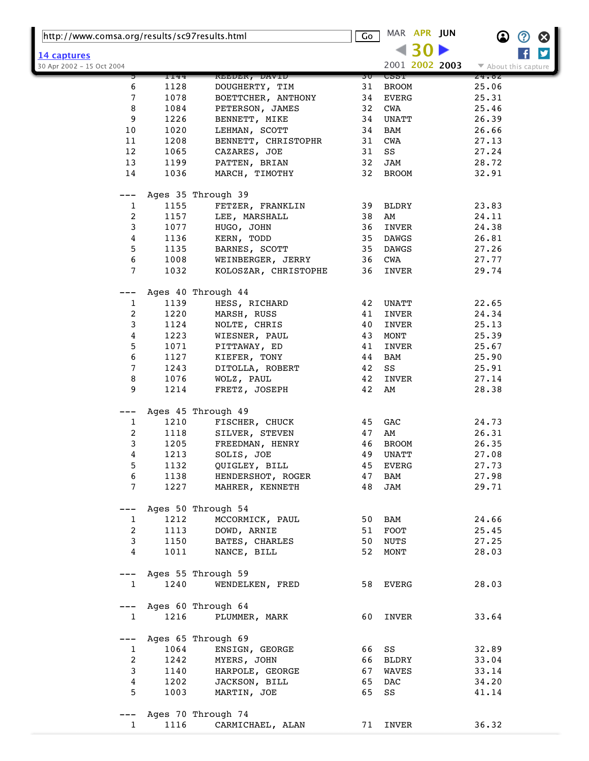```
  6      1128      DOUGHERTY, TIM              31   BROOM              25.06
  7      1078      BOETTCHER, ANTHONY          34   EVERG              25.31
  8      1084      PETERSON, JAMES             32   CWA                25.46
  9      1226      BENNETT, MIKE               34   UNATT              26.39
 10      1020      LEHMAN, SCOTT               34   BAM                26.66
 11      1208      BENNETT, CHRISTOPHR         31   CWA                27.13
 12      1065      CAZARES, JOE                31   SS                 27.24
 13      1199      PATTEN, BRIAN               32   JAM                28.72
 14      1036      MARCH, TIMOTHY              32   BROOM              32.91

---  Ages 35 Through 39
  1      1155      FETZER, FRANKLIN            39   BLDRY              23.83
  2      1157      LEE, MARSHALL               38   AM                 24.11
  3      1077      HUGO, JOHN                  36   INVER              24.38
  4      1136      KERN, TODD                  35   DAWGS              26.81
  5      1135      BARNES, SCOTT               35   DAWGS              27.26
  6      1008      WEINBERGER, JERRY           36   CWA                27.77
  7      1032      KOLOSZAR, CHRISTOPHE        36   INVER              29.74

---  Ages 40 Through 44
  1      1139      HESS, RICHARD               42   UNATT              22.65
  2      1220      MARSH, RUSS                 41   INVER              24.34
  3      1124      NOLTE, CHRIS                40   INVER              25.13
  4      1223      WIESNER, PAUL               43   MONT               25.39
  5      1071      PITTAWAY, ED                41   INVER              25.67
  6      1127      KIEFER, TONY                44   BAM                25.90
  7      1243      DITOLLA, ROBERT             42   SS                 25.91
  8      1076      WOLZ, PAUL                  42   INVER              27.14
  9      1214      FRETZ, JOSEPH               42   AM                 28.38

---  Ages 45 Through 49
  1      1210      FISCHER, CHUCK              45   GAC                24.73
  2      1118      SILVER, STEVEN              47   AM                 26.31
  3      1205      FREEDMAN, HENRY             46   BROOM              26.35
  4      1213      SOLIS, JOE                  49   UNATT              27.08
  5      1132      QUIGLEY, BILL               45   EVERG              27.73
  6      1138      HENDERSHOT, ROGER           47   BAM                27.98
  7      1227      MAHRER, KENNETH             48   JAM                29.71

---  Ages 50 Through 54
  1      1212      MCCORMICK, PAUL             50   BAM                24.66
  2      1113      DOWD, ARNIE                 51   FOOT               25.45
  3      1150      BATES, CHARLES              50   NUTS               27.25
  4      1011      NANCE, BILL                 52   MONT               28.03

---  Ages 55 Through 59
  1      1240      WENDELKEN, FRED             58   EVERG              28.03

---  Ages 60 Through 64
  1      1216      PLUMMER, MARK               60   INVER              33.64

---  Ages 65 Through 69
  1      1064      ENSIGN, GEORGE              66   SS                 32.89
  2      1242      MYERS, JOHN                 66   BLDRY              33.04
  3      1140      HARPOLE, GEORGE             67   WAVES              33.14
  4      1202      JACKSON, BILL               65   DAC                34.20
  5      1003      MARTIN, JOE                 65   SS                 41.14

---  Ages 70 Through 74
  1      1116      CARMICHAEL, ALAN            71   INVER              36.32
```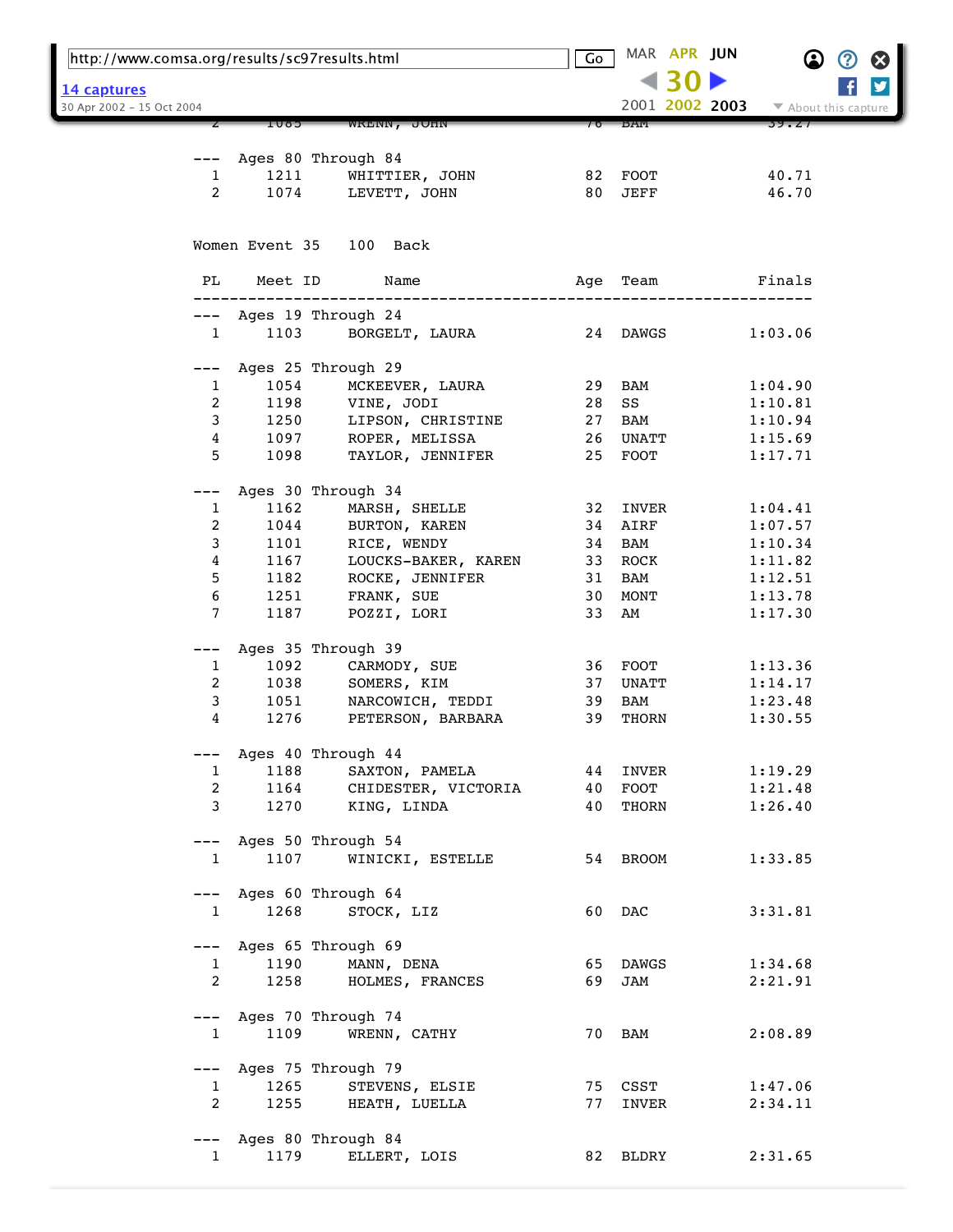--- Ages 80 Through 84

| PL | Meet ID | Name | Age | Team | Finals |
|---|---|---|---|---|---|
| 1 | 1211 | WHITTIER, JOHN | 82 | FOOT | 40.71 |
| 2 | 1074 | LEVETT, JOHN | 80 | JEFF | 46.70 |

## Women Event 35 100 Back

| PL | Meet ID | Name | Age | Team | Finals |
|---|---|---|---|---|---|
| --- | Ages 19 Through 24 | | | | |
| 1 | 1103 | BORGELT, LAURA | 24 | DAWGS | 1:03.06 |
| --- | Ages 25 Through 29 | | | | |
| 1 | 1054 | MCKEEVER, LAURA | 29 | BAM | 1:04.90 |
| 2 | 1198 | VINE, JODI | 28 | SS | 1:10.81 |
| 3 | 1250 | LIPSON, CHRISTINE | 27 | BAM | 1:10.94 |
| 4 | 1097 | ROPER, MELISSA | 26 | UNATT | 1:15.69 |
| 5 | 1098 | TAYLOR, JENNIFER | 25 | FOOT | 1:17.71 |
| --- | Ages 30 Through 34 | | | | |
| 1 | 1162 | MARSH, SHELLE | 32 | INVER | 1:04.41 |
| 2 | 1044 | BURTON, KAREN | 34 | AIRF | 1:07.57 |
| 3 | 1101 | RICE, WENDY | 34 | BAM | 1:10.34 |
| 4 | 1167 | LOUCKS-BAKER, KAREN | 33 | ROCK | 1:11.82 |
| 5 | 1182 | ROCKE, JENNIFER | 31 | BAM | 1:12.51 |
| 6 | 1251 | FRANK, SUE | 30 | MONT | 1:13.78 |
| 7 | 1187 | POZZI, LORI | 33 | AM | 1:17.30 |
| --- | Ages 35 Through 39 | | | | |
| 1 | 1092 | CARMODY, SUE | 36 | FOOT | 1:13.36 |
| 2 | 1038 | SOMERS, KIM | 37 | UNATT | 1:14.17 |
| 3 | 1051 | NARCOWICH, TEDDI | 39 | BAM | 1:23.48 |
| 4 | 1276 | PETERSON, BARBARA | 39 | THORN | 1:30.55 |
| --- | Ages 40 Through 44 | | | | |
| 1 | 1188 | SAXTON, PAMELA | 44 | INVER | 1:19.29 |
| 2 | 1164 | CHIDESTER, VICTORIA | 40 | FOOT | 1:21.48 |
| 3 | 1270 | KING, LINDA | 40 | THORN | 1:26.40 |
| --- | Ages 50 Through 54 | | | | |
| 1 | 1107 | WINICKI, ESTELLE | 54 | BROOM | 1:33.85 |
| --- | Ages 60 Through 64 | | | | |
| 1 | 1268 | STOCK, LIZ | 60 | DAC | 3:31.81 |
| --- | Ages 65 Through 69 | | | | |
| 1 | 1190 | MANN, DENA | 65 | DAWGS | 1:34.68 |
| 2 | 1258 | HOLMES, FRANCES | 69 | JAM | 2:21.91 |
| --- | Ages 70 Through 74 | | | | |
| 1 | 1109 | WRENN, CATHY | 70 | BAM | 2:08.89 |
| --- | Ages 75 Through 79 | | | | |
| 1 | 1265 | STEVENS, ELSIE | 75 | CSST | 1:47.06 |
| 2 | 1255 | HEATH, LUELLA | 77 | INVER | 2:34.11 |
| --- | Ages 80 Through 84 | | | | |
| 1 | 1179 | ELLERT, LOIS | 82 | BLDRY | 2:31.65 |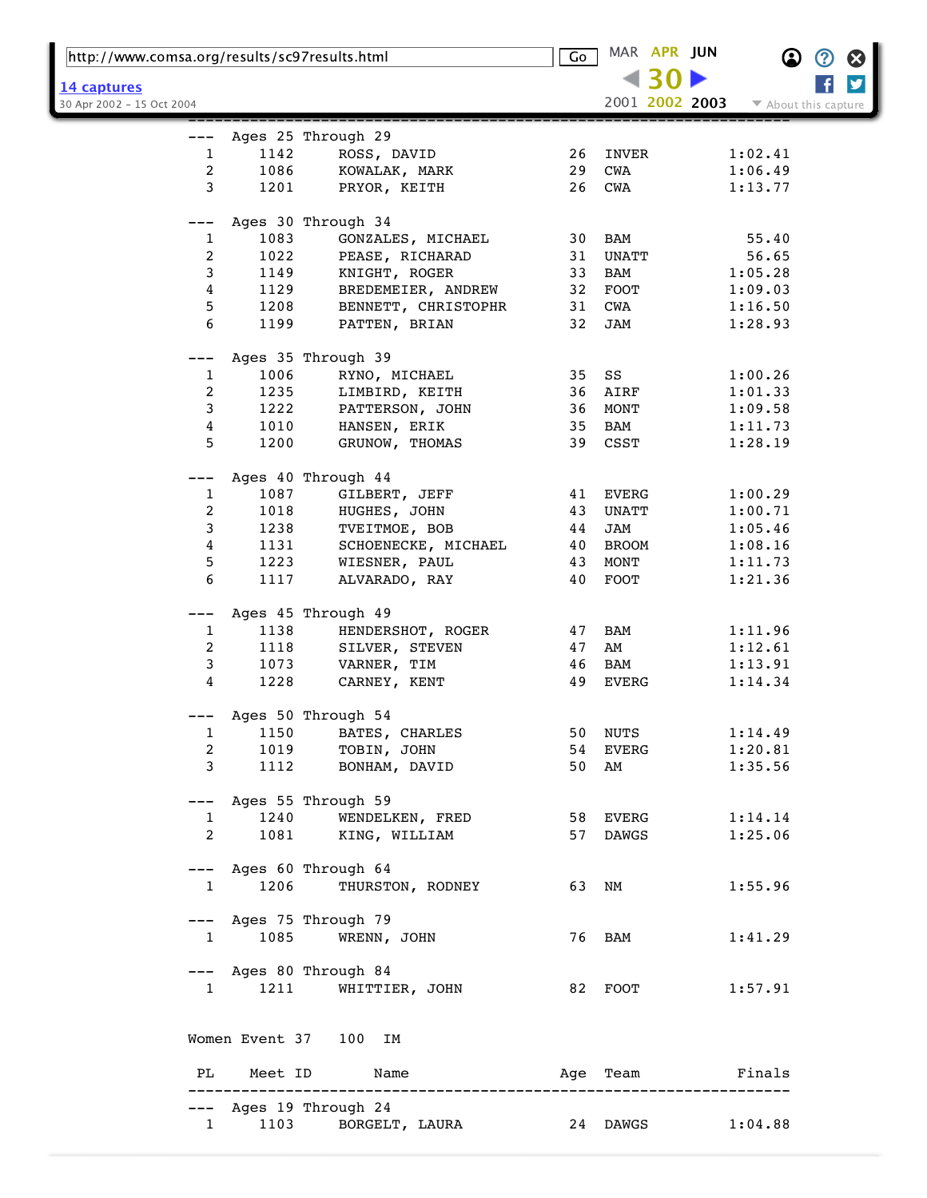```
---  Ages 25 Through 29
  1     1142     ROSS, DAVID                  26  INVER          1:02.41
  2     1086     KOWALAK, MARK                29  CWA            1:06.49
  3     1201     PRYOR, KEITH                 26  CWA            1:13.77

---  Ages 30 Through 34
  1     1083     GONZALES, MICHAEL            30  BAM              55.40
  2     1022     PEASE, RICHARAD              31  UNATT            56.65
  3     1149     KNIGHT, ROGER                33  BAM            1:05.28
  4     1129     BREDEMEIER, ANDREW           32  FOOT           1:09.03
  5     1208     BENNETT, CHRISTOPHR          31  CWA            1:16.50
  6     1199     PATTEN, BRIAN                32  JAM            1:28.93

---  Ages 35 Through 39
  1     1006     RYNO, MICHAEL                35  SS             1:00.26
  2     1235     LIMBIRD, KEITH               36  AIRF           1:01.33
  3     1222     PATTERSON, JOHN              36  MONT           1:09.58
  4     1010     HANSEN, ERIK                 35  BAM            1:11.73
  5     1200     GRUNOW, THOMAS               39  CSST           1:28.19

---  Ages 40 Through 44
  1     1087     GILBERT, JEFF                41  EVERG          1:00.29
  2     1018     HUGHES, JOHN                 43  UNATT          1:00.71
  3     1238     TVEITMOE, BOB                44  JAM            1:05.46
  4     1131     SCHOENECKE, MICHAEL          40  BROOM          1:08.16
  5     1223     WIESNER, PAUL                43  MONT           1:11.73
  6     1117     ALVARADO, RAY                40  FOOT           1:21.36

---  Ages 45 Through 49
  1     1138     HENDERSHOT, ROGER            47  BAM            1:11.96
  2     1118     SILVER, STEVEN               47  AM             1:12.61
  3     1073     VARNER, TIM                  46  BAM            1:13.91
  4     1228     CARNEY, KENT                 49  EVERG          1:14.34

---  Ages 50 Through 54
  1     1150     BATES, CHARLES               50  NUTS           1:14.49
  2     1019     TOBIN, JOHN                  54  EVERG          1:20.81
  3     1112     BONHAM, DAVID                50  AM             1:35.56

---  Ages 55 Through 59
  1     1240     WENDELKEN, FRED              58  EVERG          1:14.14
  2     1081     KING, WILLIAM                57  DAWGS          1:25.06

---  Ages 60 Through 64
  1     1206     THURSTON, RODNEY             63  NM             1:55.96

---  Ages 75 Through 79
  1     1085     WRENN, JOHN                  76  BAM            1:41.29

---  Ages 80 Through 84
  1     1211     WHITTIER, JOHN               82  FOOT           1:57.91


Women Event 37   100  IM

 PL    Meet ID        Name                  Age  Team           Finals
------------------------------------------------------------------------
---  Ages 19 Through 24
  1     1103     BORGELT, LAURA               24  DAWGS          1:04.88
```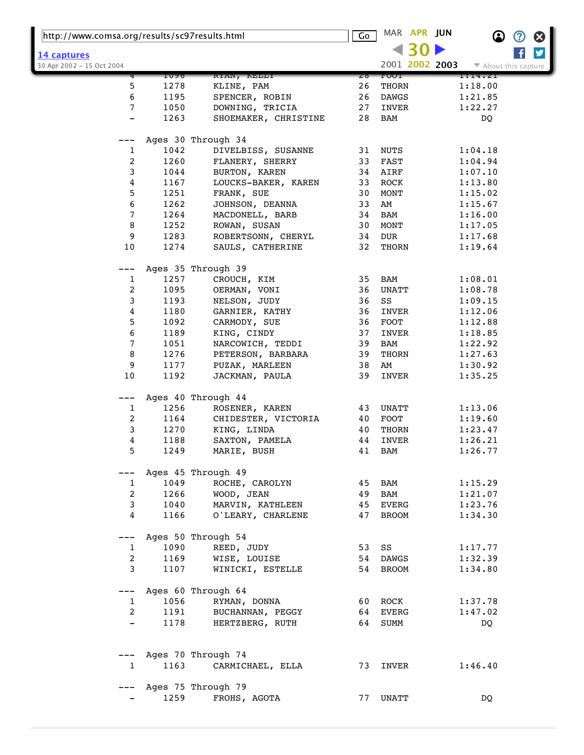```
  4     1096       RYAN, KELLY                28   FOOT          1:14.21
  5     1278       KLINE, PAM                 26   THORN         1:18.00
  6     1195       SPENCER, ROBIN             26   DAWGS         1:21.85
  7     1050       DOWNING, TRICIA            27   INVER         1:22.27
  -     1263       SHOEMAKER, CHRISTINE       28   BAM               DQ

---  Ages 30 Through 34
  1     1042       DIVELBISS, SUSANNE         31   NUTS          1:04.18
  2     1260       FLANERY, SHERRY            33   FAST          1:04.94
  3     1044       BURTON, KAREN              34   AIRF          1:07.10
  4     1167       LOUCKS-BAKER, KAREN        33   ROCK          1:13.80
  5     1251       FRANK, SUE                 30   MONT          1:15.02
  6     1262       JOHNSON, DEANNA            33   AM            1:15.67
  7     1264       MACDONELL, BARB            34   BAM           1:16.00
  8     1252       ROWAN, SUSAN               30   MONT          1:17.05
  9     1283       ROBERTSONN, CHERYL         34   DUR           1:17.68
 10     1274       SAULS, CATHERINE           32   THORN         1:19.64

---  Ages 35 Through 39
  1     1257       CROUCH, KIM                35   BAM           1:08.01
  2     1095       OERMAN, VONI               36   UNATT         1:08.78
  3     1193       NELSON, JUDY               36   SS            1:09.15
  4     1180       GARNIER, KATHY             36   INVER         1:12.06
  5     1092       CARMODY, SUE               36   FOOT          1:12.88
  6     1189       KING, CINDY                37   INVER         1:18.85
  7     1051       NARCOWICH, TEDDI           39   BAM           1:22.92
  8     1276       PETERSON, BARBARA          39   THORN         1:27.63
  9     1177       PUZAK, MARLEEN             38   AM            1:30.92
 10     1192       JACKMAN, PAULA             39   INVER         1:35.25

---  Ages 40 Through 44
  1     1256       ROSENER, KAREN             43   UNATT         1:13.06
  2     1164       CHIDESTER, VICTORIA        40   FOOT          1:19.60
  3     1270       KING, LINDA                40   THORN         1:23.47
  4     1188       SAXTON, PAMELA             44   INVER         1:26.21
  5     1249       MARIE, BUSH                41   BAM           1:26.77

---  Ages 45 Through 49
  1     1049       ROCHE, CAROLYN             45   BAM           1:15.29
  2     1266       WOOD, JEAN                 49   BAM           1:21.07
  3     1040       MARVIN, KATHLEEN           45   EVERG         1:23.76
  4     1166       O'LEARY, CHARLENE          47   BROOM         1:34.30

---  Ages 50 Through 54
  1     1090       REED, JUDY                 53   SS            1:17.77
  2     1169       WISE, LOUISE               54   DAWGS         1:32.39
  3     1107       WINICKI, ESTELLE           54   BROOM         1:34.80

---  Ages 60 Through 64
  1     1056       RYMAN, DONNA               60   ROCK          1:37.78
  2     1191       BUCHANNAN, PEGGY           64   EVERG         1:47.02
  -     1178       HERTZBERG, RUTH            64   SUMM              DQ


---  Ages 70 Through 74
  1     1163       CARMICHAEL, ELLA           73   INVER         1:46.40

---  Ages 75 Through 79
  -     1259       FROHS, AGOTA               77   UNATT             DQ
```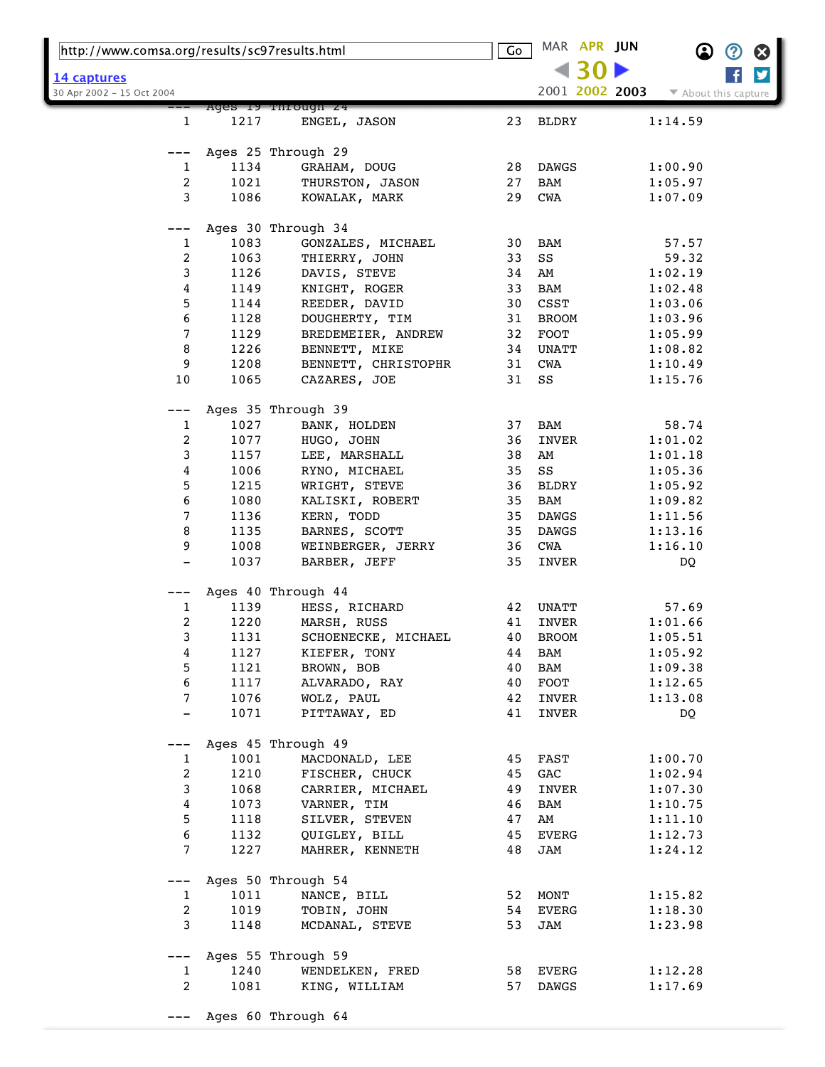```
---  Ages 19 Through 24
  1      1217       ENGEL, JASON                23   BLDRY           1:14.59

---  Ages 25 Through 29
  1      1134       GRAHAM, DOUG                28   DAWGS           1:00.90
  2      1021       THURSTON, JASON             27   BAM             1:05.97
  3      1086       KOWALAK, MARK               29   CWA             1:07.09

---  Ages 30 Through 34
  1      1083       GONZALES, MICHAEL           30   BAM               57.57
  2      1063       THIERRY, JOHN               33   SS                59.32
  3      1126       DAVIS, STEVE                34   AM              1:02.19
  4      1149       KNIGHT, ROGER               33   BAM             1:02.48
  5      1144       REEDER, DAVID               30   CSST            1:03.06
  6      1128       DOUGHERTY, TIM              31   BROOM           1:03.96
  7      1129       BREDEMEIER, ANDREW          32   FOOT            1:05.99
  8      1226       BENNETT, MIKE               34   UNATT           1:08.82
  9      1208       BENNETT, CHRISTOPHR         31   CWA             1:10.49
 10      1065       CAZARES, JOE                31   SS              1:15.76

---  Ages 35 Through 39
  1      1027       BANK, HOLDEN                37   BAM               58.74
  2      1077       HUGO, JOHN                  36   INVER           1:01.02
  3      1157       LEE, MARSHALL               38   AM              1:01.18
  4      1006       RYNO, MICHAEL               35   SS              1:05.36
  5      1215       WRIGHT, STEVE               36   BLDRY           1:05.92
  6      1080       KALISKI, ROBERT             35   BAM             1:09.82
  7      1136       KERN, TODD                  35   DAWGS           1:11.56
  8      1135       BARNES, SCOTT               35   DAWGS           1:13.16
  9      1008       WEINBERGER, JERRY           36   CWA             1:16.10
  -      1037       BARBER, JEFF                35   INVER                DQ

---  Ages 40 Through 44
  1      1139       HESS, RICHARD               42   UNATT             57.69
  2      1220       MARSH, RUSS                 41   INVER           1:01.66
  3      1131       SCHOENECKE, MICHAEL         40   BROOM           1:05.51
  4      1127       KIEFER, TONY                44   BAM             1:05.92
  5      1121       BROWN, BOB                  40   BAM             1:09.38
  6      1117       ALVARADO, RAY               40   FOOT            1:12.65
  7      1076       WOLZ, PAUL                  42   INVER           1:13.08
  -      1071       PITTAWAY, ED                41   INVER                DQ

---  Ages 45 Through 49
  1      1001       MACDONALD, LEE              45   FAST            1:00.70
  2      1210       FISCHER, CHUCK              45   GAC             1:02.94
  3      1068       CARRIER, MICHAEL            49   INVER           1:07.30
  4      1073       VARNER, TIM                 46   BAM             1:10.75
  5      1118       SILVER, STEVEN              47   AM              1:11.10
  6      1132       QUIGLEY, BILL               45   EVERG           1:12.73
  7      1227       MAHRER, KENNETH             48   JAM             1:24.12

---  Ages 50 Through 54
  1      1011       NANCE, BILL                 52   MONT            1:15.82
  2      1019       TOBIN, JOHN                 54   EVERG           1:18.30
  3      1148       MCDANAL, STEVE              53   JAM             1:23.98

---  Ages 55 Through 59
  1      1240       WENDELKEN, FRED             58   EVERG           1:12.28
  2      1081       KING, WILLIAM               57   DAWGS           1:17.69

---  Ages 60 Through 64
```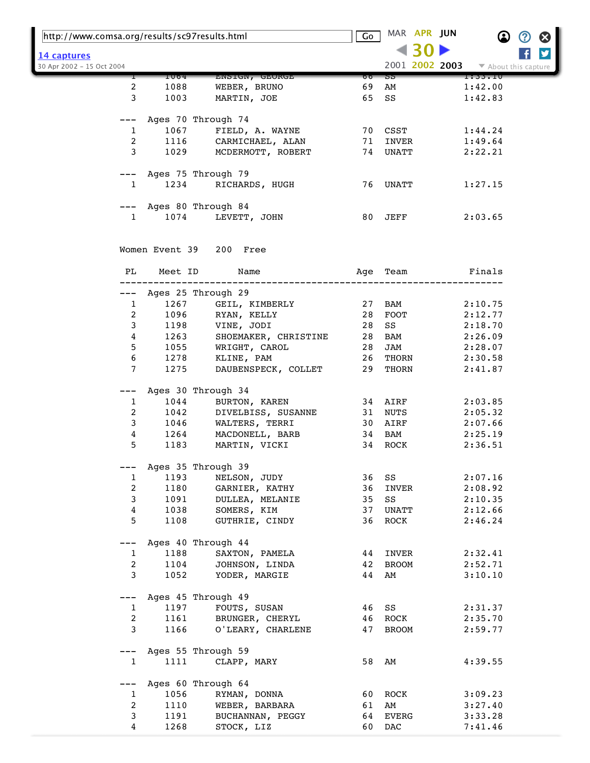| PL | Meet ID | Name | Age | Team | Finals |
|---|---|---|---|---|---|
| 2 | 1088 | WEBER, BRUNO | 69 | AM | 1:42.00 |
| 3 | 1003 | MARTIN, JOE | 65 | SS | 1:42.83 |
| --- Ages 70 Through 74 | | | | | |
| 1 | 1067 | FIELD, A. WAYNE | 70 | CSST | 1:44.24 |
| 2 | 1116 | CARMICHAEL, ALAN | 71 | INVER | 1:49.64 |
| 3 | 1029 | MCDERMOTT, ROBERT | 74 | UNATT | 2:22.21 |
| --- Ages 75 Through 79 | | | | | |
| 1 | 1234 | RICHARDS, HUGH | 76 | UNATT | 1:27.15 |
| --- Ages 80 Through 84 | | | | | |
| 1 | 1074 | LEVETT, JOHN | 80 | JEFF | 2:03.65 |

Women Event 39 200 Free

| PL | Meet ID | Name | Age | Team | Finals |
|---|---|---|---|---|---|
| --- Ages 25 Through 29 | | | | | |
| 1 | 1267 | GEIL, KIMBERLY | 27 | BAM | 2:10.75 |
| 2 | 1096 | RYAN, KELLY | 28 | FOOT | 2:12.77 |
| 3 | 1198 | VINE, JODI | 28 | SS | 2:18.70 |
| 4 | 1263 | SHOEMAKER, CHRISTINE | 28 | BAM | 2:26.09 |
| 5 | 1055 | WRIGHT, CAROL | 28 | JAM | 2:28.07 |
| 6 | 1278 | KLINE, PAM | 26 | THORN | 2:30.58 |
| 7 | 1275 | DAUBENSPECK, COLLET | 29 | THORN | 2:41.87 |
| --- Ages 30 Through 34 | | | | | |
| 1 | 1044 | BURTON, KAREN | 34 | AIRF | 2:03.85 |
| 2 | 1042 | DIVELBISS, SUSANNE | 31 | NUTS | 2:05.32 |
| 3 | 1046 | WALTERS, TERRI | 30 | AIRF | 2:07.66 |
| 4 | 1264 | MACDONELL, BARB | 34 | BAM | 2:25.19 |
| 5 | 1183 | MARTIN, VICKI | 34 | ROCK | 2:36.51 |
| --- Ages 35 Through 39 | | | | | |
| 1 | 1193 | NELSON, JUDY | 36 | SS | 2:07.16 |
| 2 | 1180 | GARNIER, KATHY | 36 | INVER | 2:08.92 |
| 3 | 1091 | DULLEA, MELANIE | 35 | SS | 2:10.35 |
| 4 | 1038 | SOMERS, KIM | 37 | UNATT | 2:12.66 |
| 5 | 1108 | GUTHRIE, CINDY | 36 | ROCK | 2:46.24 |
| --- Ages 40 Through 44 | | | | | |
| 1 | 1188 | SAXTON, PAMELA | 44 | INVER | 2:32.41 |
| 2 | 1104 | JOHNSON, LINDA | 42 | BROOM | 2:52.71 |
| 3 | 1052 | YODER, MARGIE | 44 | AM | 3:10.10 |
| --- Ages 45 Through 49 | | | | | |
| 1 | 1197 | FOUTS, SUSAN | 46 | SS | 2:31.37 |
| 2 | 1161 | BRUNGER, CHERYL | 46 | ROCK | 2:35.70 |
| 3 | 1166 | O'LEARY, CHARLENE | 47 | BROOM | 2:59.77 |
| --- Ages 55 Through 59 | | | | | |
| 1 | 1111 | CLAPP, MARY | 58 | AM | 4:39.55 |
| --- Ages 60 Through 64 | | | | | |
| 1 | 1056 | RYMAN, DONNA | 60 | ROCK | 3:09.23 |
| 2 | 1110 | WEBER, BARBARA | 61 | AM | 3:27.40 |
| 3 | 1191 | BUCHANNAN, PEGGY | 64 | EVERG | 3:33.28 |
| 4 | 1268 | STOCK, LIZ | 60 | DAC | 7:41.46 |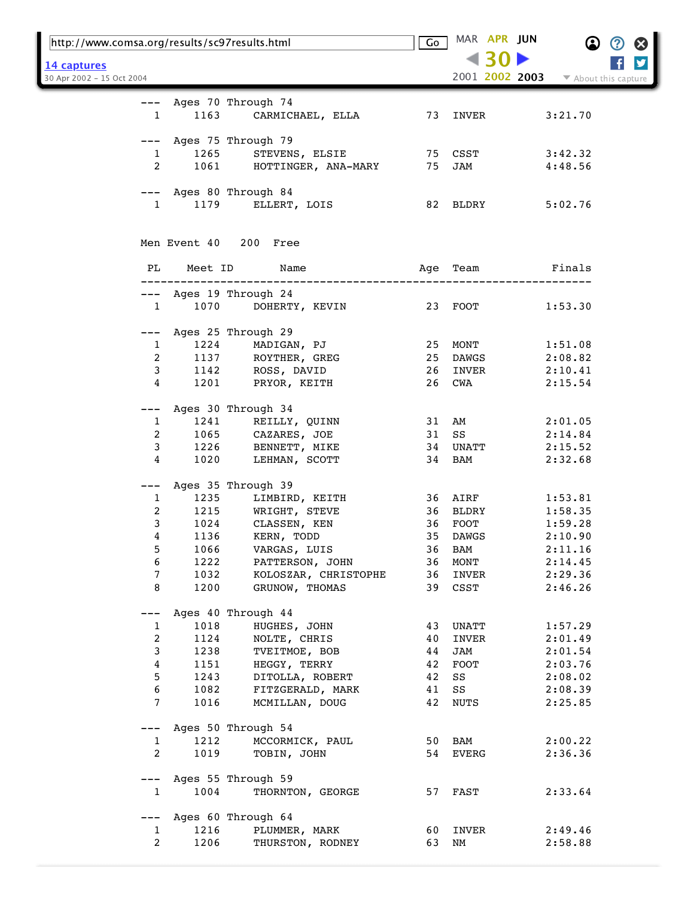```
--- Ages 70 Through 74
  1     1163      CARMICHAEL, ELLA              73  INVER          3:21.70

--- Ages 75 Through 79
  1     1265      STEVENS, ELSIE                75  CSST           3:42.32
  2     1061      HOTTINGER, ANA-MARY           75  JAM            4:48.56

--- Ages 80 Through 84
  1     1179      ELLERT, LOIS                  82  BLDRY          5:02.76


Men Event 40   200  Free

 PL    Meet ID        Name                     Age  Team             Finals
---------------------------------------------------------------------------
--- Ages 19 Through 24
  1     1070      DOHERTY, KEVIN                23  FOOT           1:53.30

--- Ages 25 Through 29
  1     1224      MADIGAN, PJ                   25  MONT           1:51.08
  2     1137      ROYTHER, GREG                 25  DAWGS          2:08.82
  3     1142      ROSS, DAVID                   26  INVER          2:10.41
  4     1201      PRYOR, KEITH                  26  CWA            2:15.54

--- Ages 30 Through 34
  1     1241      REILLY, QUINN                 31  AM             2:01.05
  2     1065      CAZARES, JOE                  31  SS             2:14.84
  3     1226      BENNETT, MIKE                 34  UNATT          2:15.52
  4     1020      LEHMAN, SCOTT                 34  BAM            2:32.68

--- Ages 35 Through 39
  1     1235      LIMBIRD, KEITH                36  AIRF           1:53.81
  2     1215      WRIGHT, STEVE                 36  BLDRY          1:58.35
  3     1024      CLASSEN, KEN                  36  FOOT           1:59.28
  4     1136      KERN, TODD                    35  DAWGS          2:10.90
  5     1066      VARGAS, LUIS                  36  BAM            2:11.16
  6     1222      PATTERSON, JOHN               36  MONT           2:14.45
  7     1032      KOLOSZAR, CHRISTOPHE          36  INVER          2:29.36
  8     1200      GRUNOW, THOMAS                39  CSST           2:46.26

--- Ages 40 Through 44
  1     1018      HUGHES, JOHN                  43  UNATT          1:57.29
  2     1124      NOLTE, CHRIS                  40  INVER          2:01.49
  3     1238      TVEITMOE, BOB                 44  JAM            2:01.54
  4     1151      HEGGY, TERRY                  42  FOOT           2:03.76
  5     1243      DITOLLA, ROBERT               42  SS             2:08.02
  6     1082      FITZGERALD, MARK              41  SS             2:08.39
  7     1016      MCMILLAN, DOUG                42  NUTS           2:25.85

--- Ages 50 Through 54
  1     1212      MCCORMICK, PAUL               50  BAM            2:00.22
  2     1019      TOBIN, JOHN                   54  EVERG          2:36.36

--- Ages 55 Through 59
  1     1004      THORNTON, GEORGE              57  FAST           2:33.64

--- Ages 60 Through 64
  1     1216      PLUMMER, MARK                 60  INVER          2:49.46
  2     1206      THURSTON, RODNEY              63  NM             2:58.88
```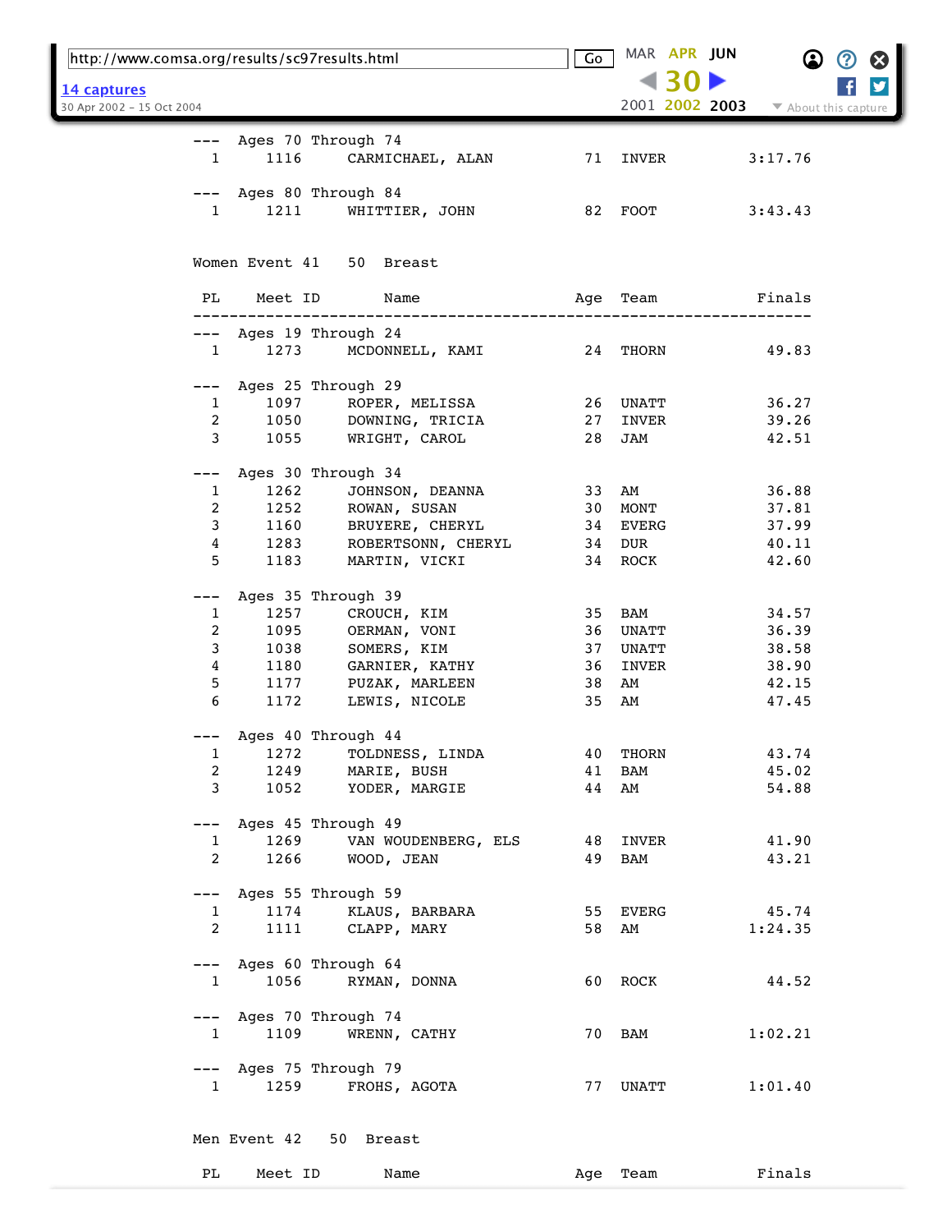```
--- Ages 70 Through 74
  1    1116      CARMICHAEL, ALAN              71  INVER         3:17.76

--- Ages 80 Through 84
  1    1211      WHITTIER, JOHN                82  FOOT          3:43.43


Women Event 41   50  Breast

 PL    Meet ID        Name                    Age  Team           Finals
-------------------------------------------------------------------------
--- Ages 19 Through 24
  1    1273      MCDONNELL, KAMI               24  THORN           49.83

--- Ages 25 Through 29
  1    1097      ROPER, MELISSA                26  UNATT           36.27
  2    1050      DOWNING, TRICIA               27  INVER           39.26
  3    1055      WRIGHT, CAROL                 28  JAM             42.51

--- Ages 30 Through 34
  1    1262      JOHNSON, DEANNA               33  AM              36.88
  2    1252      ROWAN, SUSAN                  30  MONT            37.81
  3    1160      BRUYERE, CHERYL               34  EVERG           37.99
  4    1283      ROBERTSONN, CHERYL            34  DUR             40.11
  5    1183      MARTIN, VICKI                 34  ROCK            42.60

--- Ages 35 Through 39
  1    1257      CROUCH, KIM                   35  BAM             34.57
  2    1095      OERMAN, VONI                  36  UNATT           36.39
  3    1038      SOMERS, KIM                   37  UNATT           38.58
  4    1180      GARNIER, KATHY                36  INVER           38.90
  5    1177      PUZAK, MARLEEN                38  AM              42.15
  6    1172      LEWIS, NICOLE                 35  AM              47.45

--- Ages 40 Through 44
  1    1272      TOLDNESS, LINDA               40  THORN           43.74
  2    1249      MARIE, BUSH                   41  BAM             45.02
  3    1052      YODER, MARGIE                 44  AM              54.88

--- Ages 45 Through 49
  1    1269      VAN WOUDENBERG, ELS           48  INVER           41.90
  2    1266      WOOD, JEAN                    49  BAM             43.21

--- Ages 55 Through 59
  1    1174      KLAUS, BARBARA                55  EVERG           45.74
  2    1111      CLAPP, MARY                   58  AM            1:24.35

--- Ages 60 Through 64
  1    1056      RYMAN, DONNA                  60  ROCK            44.52

--- Ages 70 Through 74
  1    1109      WRENN, CATHY                  70  BAM           1:02.21

--- Ages 75 Through 79
  1    1259      FROHS, AGOTA                  77  UNATT         1:01.40


Men Event 42   50  Breast

 PL    Meet ID        Name                    Age  Team           Finals
```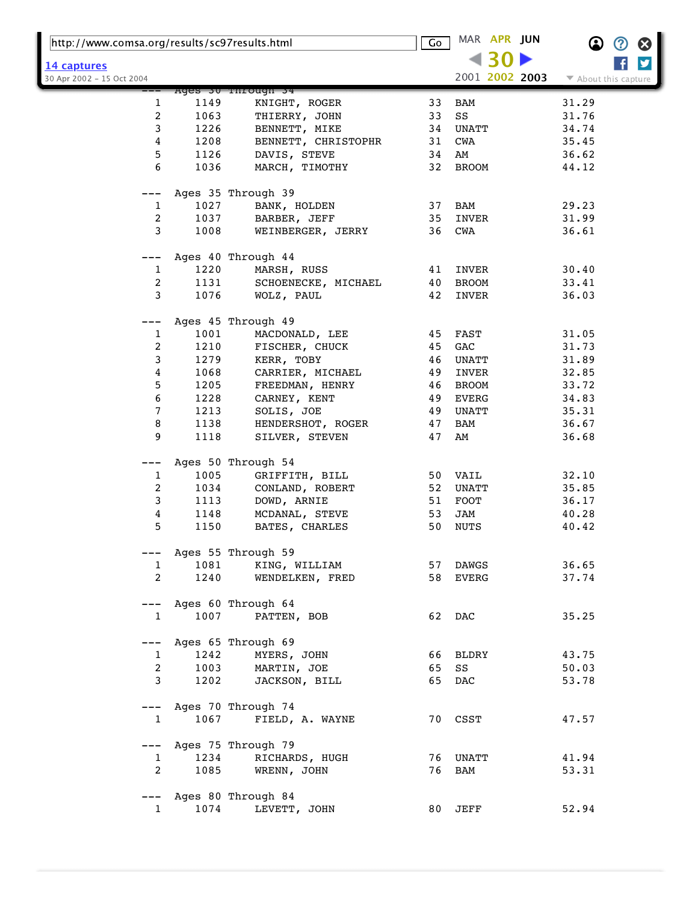```
---  Ages 30 Through 34
  1    1149     KNIGHT, ROGER             33  BAM                     31.29
  2    1063     THIERRY, JOHN             33  SS                      31.76
  3    1226     BENNETT, MIKE             34  UNATT                   34.74
  4    1208     BENNETT, CHRISTOPHR       31  CWA                     35.45
  5    1126     DAVIS, STEVE              34  AM                      36.62
  6    1036     MARCH, TIMOTHY            32  BROOM                   44.12

---  Ages 35 Through 39
  1    1027     BANK, HOLDEN              37  BAM                     29.23
  2    1037     BARBER, JEFF              35  INVER                   31.99
  3    1008     WEINBERGER, JERRY         36  CWA                     36.61

---  Ages 40 Through 44
  1    1220     MARSH, RUSS               41  INVER                   30.40
  2    1131     SCHOENECKE, MICHAEL       40  BROOM                   33.41
  3    1076     WOLZ, PAUL                42  INVER                   36.03

---  Ages 45 Through 49
  1    1001     MACDONALD, LEE            45  FAST                    31.05
  2    1210     FISCHER, CHUCK            45  GAC                     31.73
  3    1279     KERR, TOBY                46  UNATT                   31.89
  4    1068     CARRIER, MICHAEL          49  INVER                   32.85
  5    1205     FREEDMAN, HENRY           46  BROOM                   33.72
  6    1228     CARNEY, KENT              49  EVERG                   34.83
  7    1213     SOLIS, JOE                49  UNATT                   35.31
  8    1138     HENDERSHOT, ROGER         47  BAM                     36.67
  9    1118     SILVER, STEVEN            47  AM                      36.68

---  Ages 50 Through 54
  1    1005     GRIFFITH, BILL            50  VAIL                    32.10
  2    1034     CONLAND, ROBERT           52  UNATT                   35.85
  3    1113     DOWD, ARNIE               51  FOOT                    36.17
  4    1148     MCDANAL, STEVE            53  JAM                     40.28
  5    1150     BATES, CHARLES            50  NUTS                    40.42

---  Ages 55 Through 59
  1    1081     KING, WILLIAM             57  DAWGS                   36.65
  2    1240     WENDELKEN, FRED           58  EVERG                   37.74

---  Ages 60 Through 64
  1    1007     PATTEN, BOB               62  DAC                     35.25

---  Ages 65 Through 69
  1    1242     MYERS, JOHN               66  BLDRY                   43.75
  2    1003     MARTIN, JOE               65  SS                      50.03
  3    1202     JACKSON, BILL             65  DAC                     53.78

---  Ages 70 Through 74
  1    1067     FIELD, A. WAYNE           70  CSST                    47.57

---  Ages 75 Through 79
  1    1234     RICHARDS, HUGH            76  UNATT                   41.94
  2    1085     WRENN, JOHN               76  BAM                     53.31

---  Ages 80 Through 84
  1    1074     LEVETT, JOHN              80  JEFF                    52.94
```